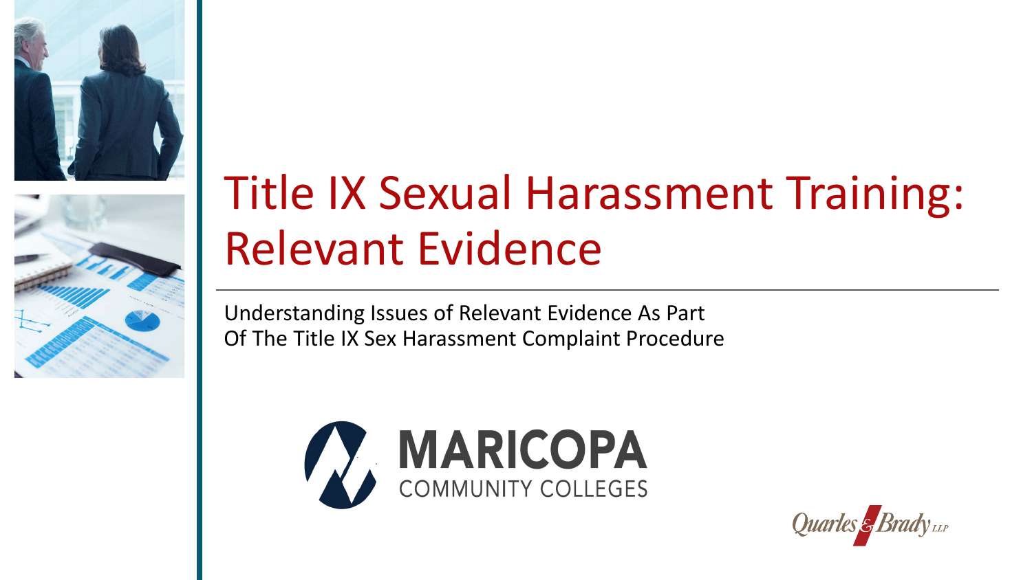# Title IX Sexual Harassment Training: Relevant Evidence

Understanding Issues of Relevant Evidence As Part
Of The Title IX Sex Harassment Complaint Procedure

MARICOPA
COMMUNITY COLLEGES

Quarles & Brady LLP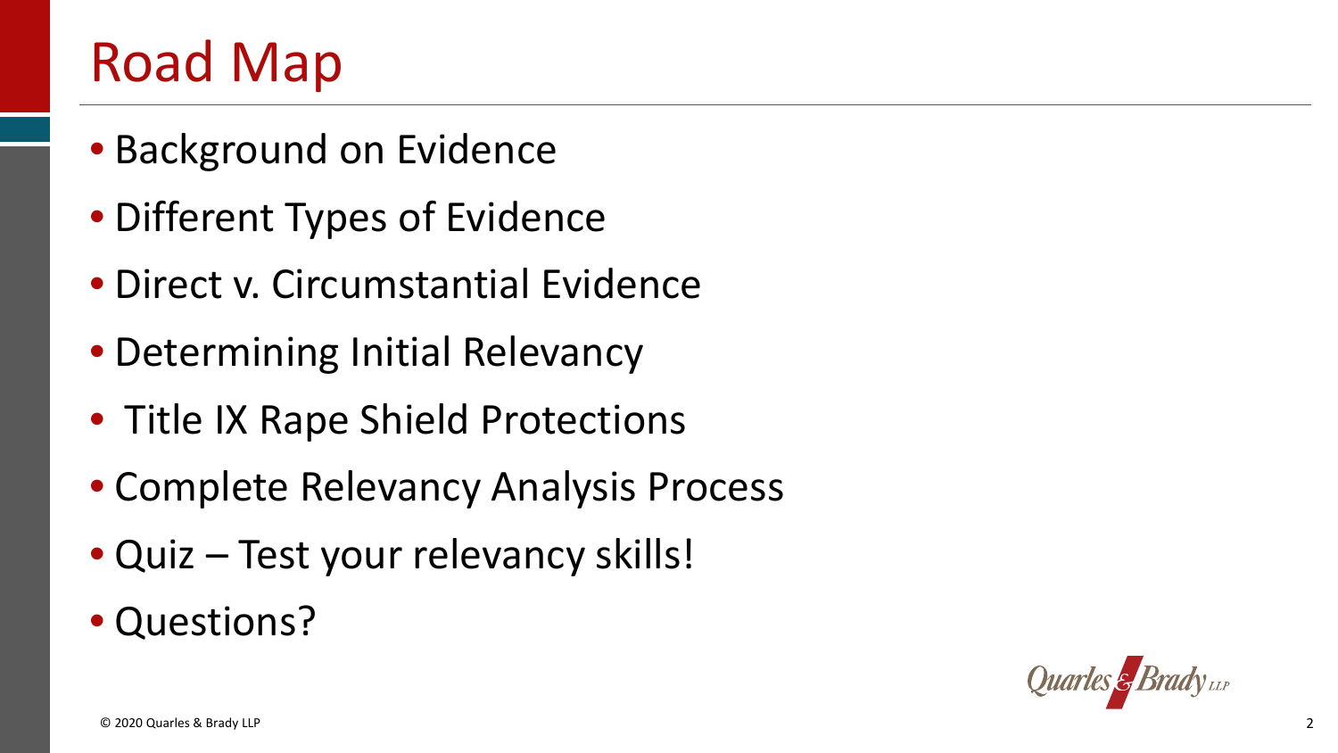# Road Map

- Background on Evidence
- Different Types of Evidence
- Direct v. Circumstantial Evidence
- Determining Initial Relevancy
- Title IX Rape Shield Protections
- Complete Relevancy Analysis Process
- Quiz – Test your relevancy skills!
- Questions?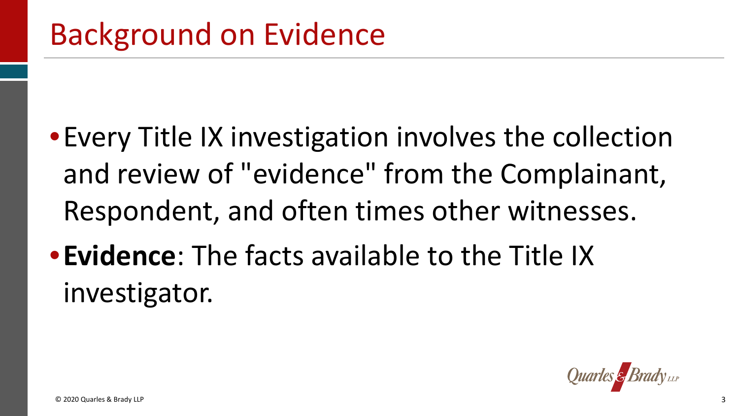# Background on Evidence

- Every Title IX investigation involves the collection and review of "evidence" from the Complainant, Respondent, and often times other witnesses.
- **Evidence**: The facts available to the Title IX investigator.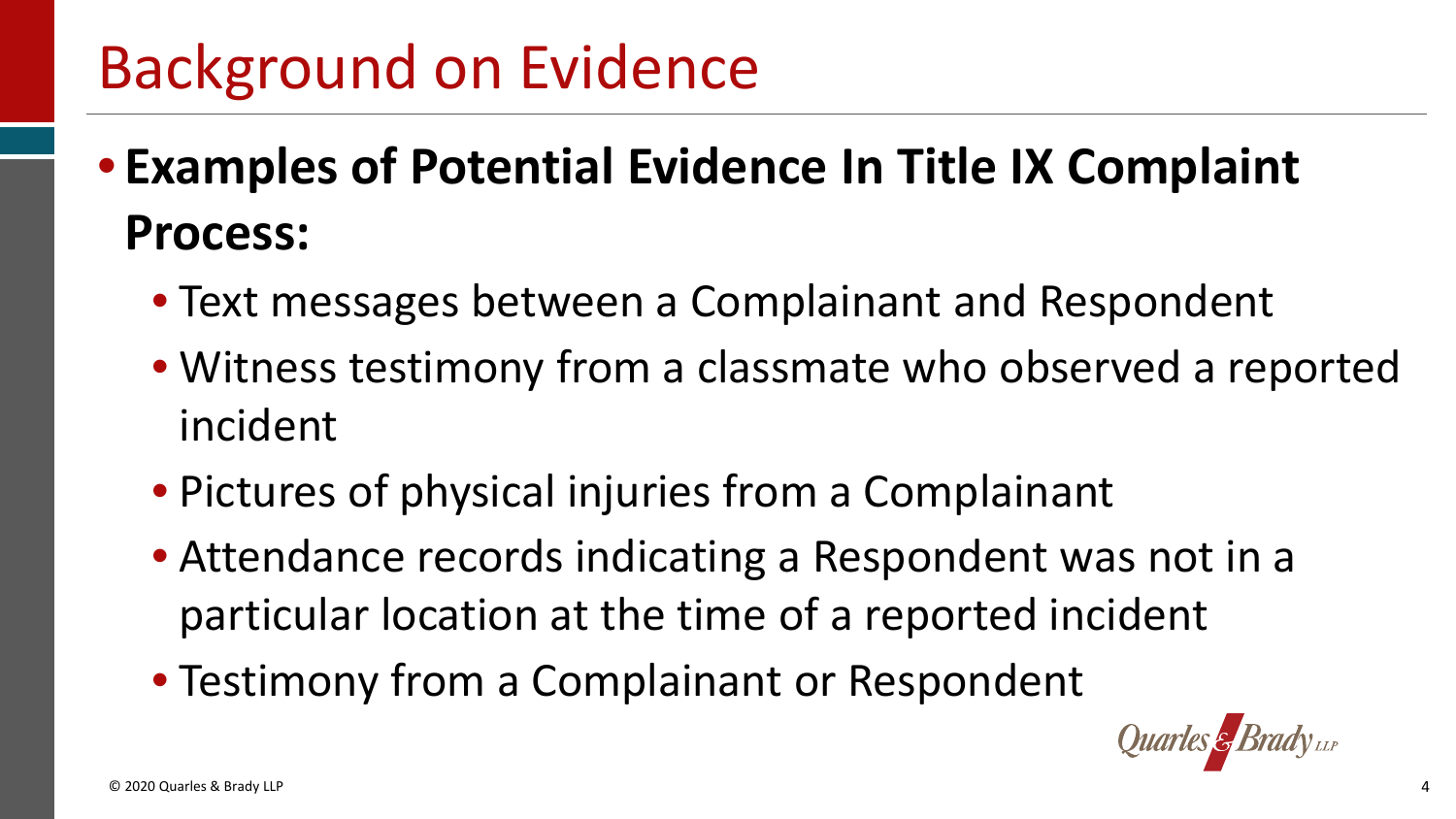# Background on Evidence

- **Examples of Potential Evidence In Title IX Complaint Process:**
  - Text messages between a Complainant and Respondent
  - Witness testimony from a classmate who observed a reported incident
  - Pictures of physical injuries from a Complainant
  - Attendance records indicating a Respondent was not in a particular location at the time of a reported incident
  - Testimony from a Complainant or Respondent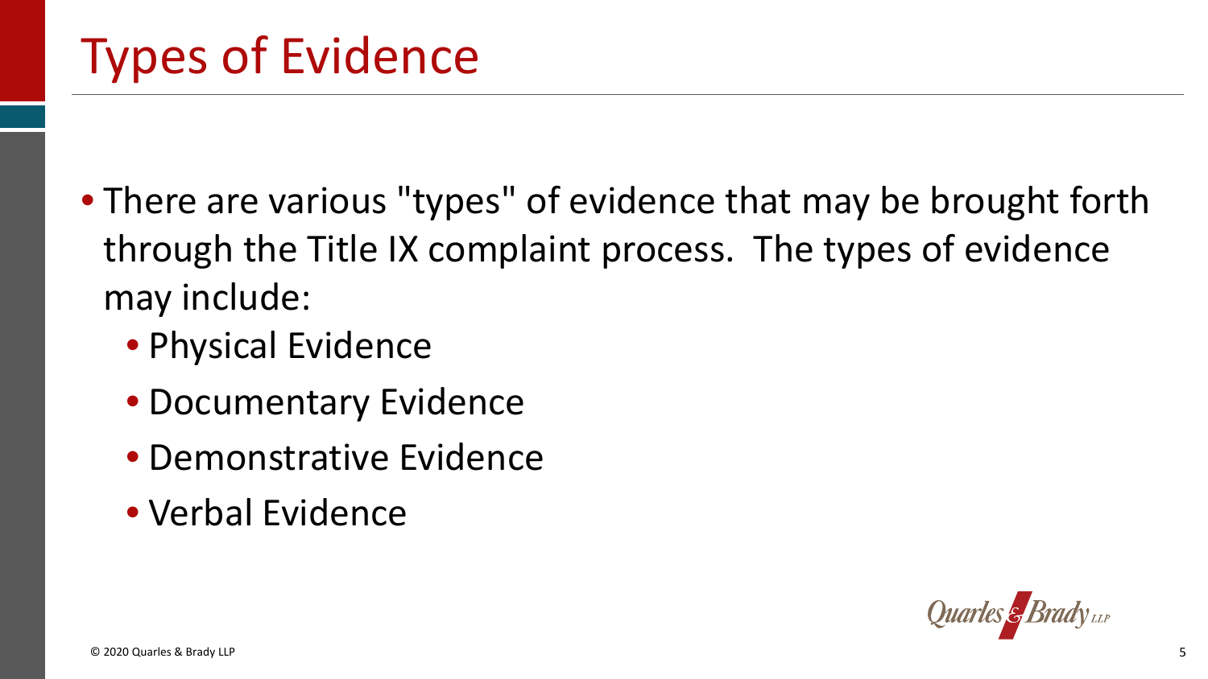# Types of Evidence

- There are various "types" of evidence that may be brought forth through the Title IX complaint process. The types of evidence may include:
  - Physical Evidence
  - Documentary Evidence
  - Demonstrative Evidence
  - Verbal Evidence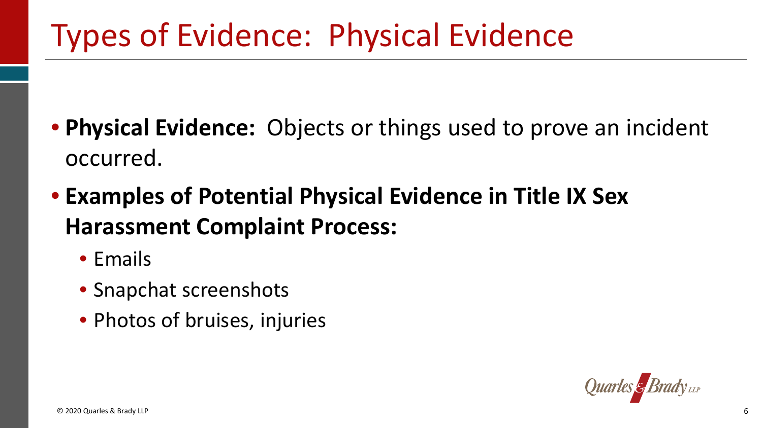# Types of Evidence: Physical Evidence

- **Physical Evidence:** Objects or things used to prove an incident occurred.
- **Examples of Potential Physical Evidence in Title IX Sex Harassment Complaint Process:**
  - Emails
  - Snapchat screenshots
  - Photos of bruises, injuries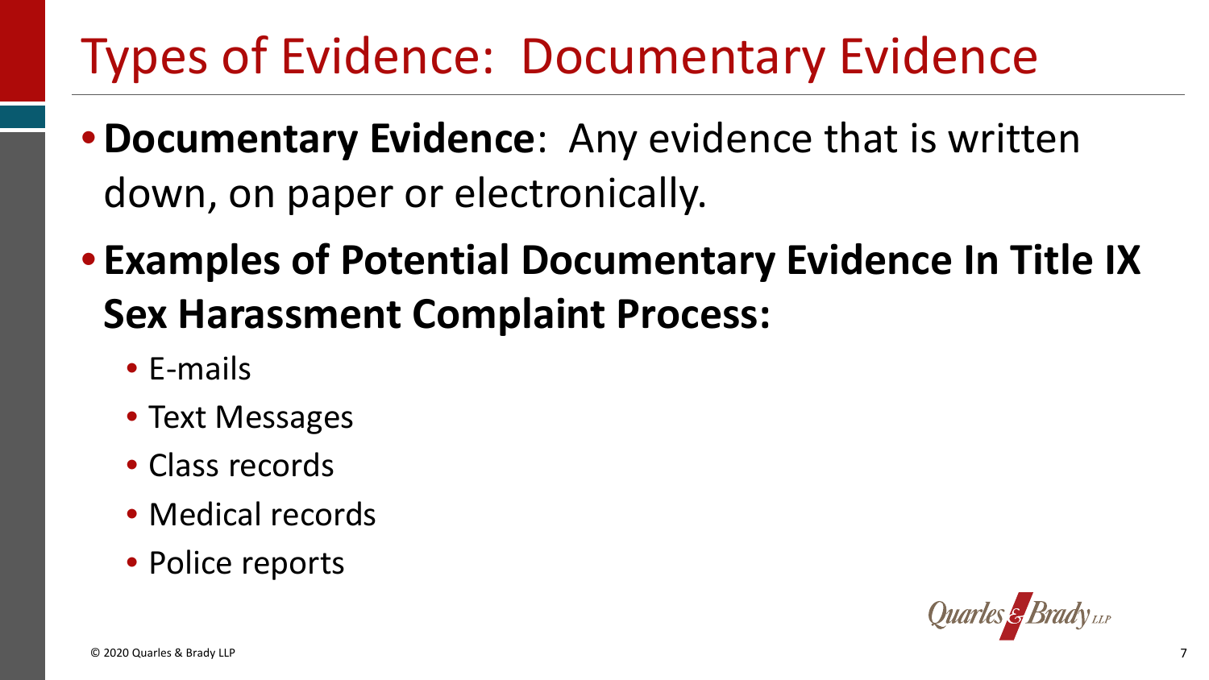# Types of Evidence: Documentary Evidence

- **Documentary Evidence**: Any evidence that is written down, on paper or electronically.
- **Examples of Potential Documentary Evidence In Title IX Sex Harassment Complaint Process:**
  - E-mails
  - Text Messages
  - Class records
  - Medical records
  - Police reports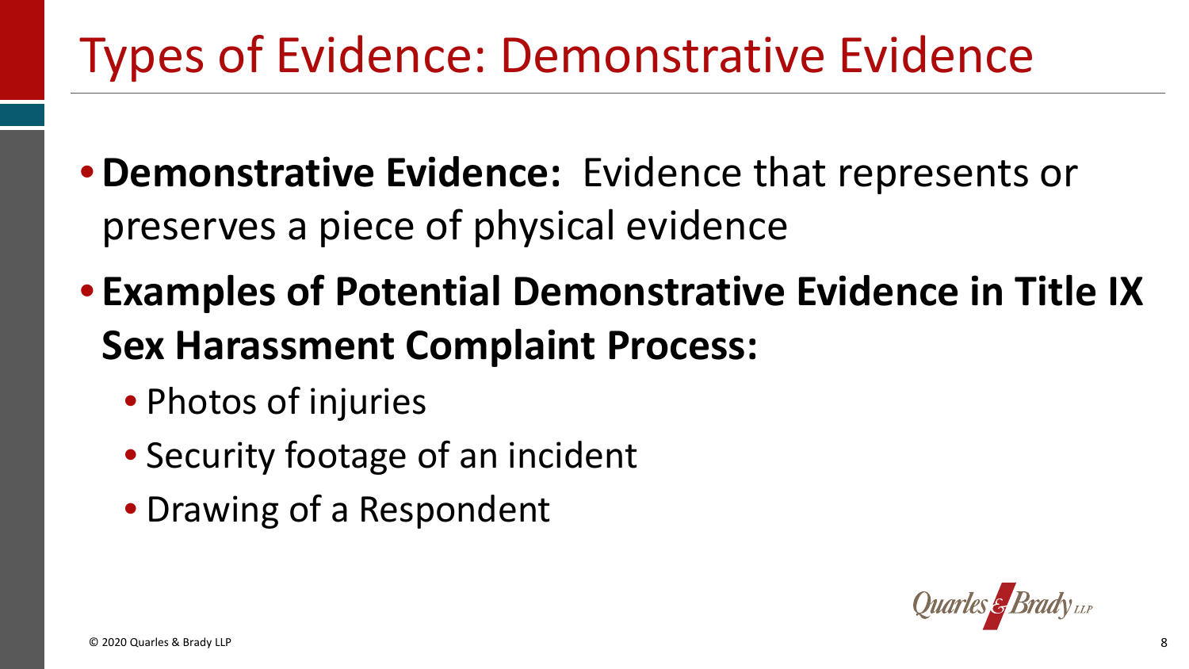# Types of Evidence: Demonstrative Evidence

- **Demonstrative Evidence:** Evidence that represents or preserves a piece of physical evidence
- **Examples of Potential Demonstrative Evidence in Title IX Sex Harassment Complaint Process:**
  - Photos of injuries
  - Security footage of an incident
  - Drawing of a Respondent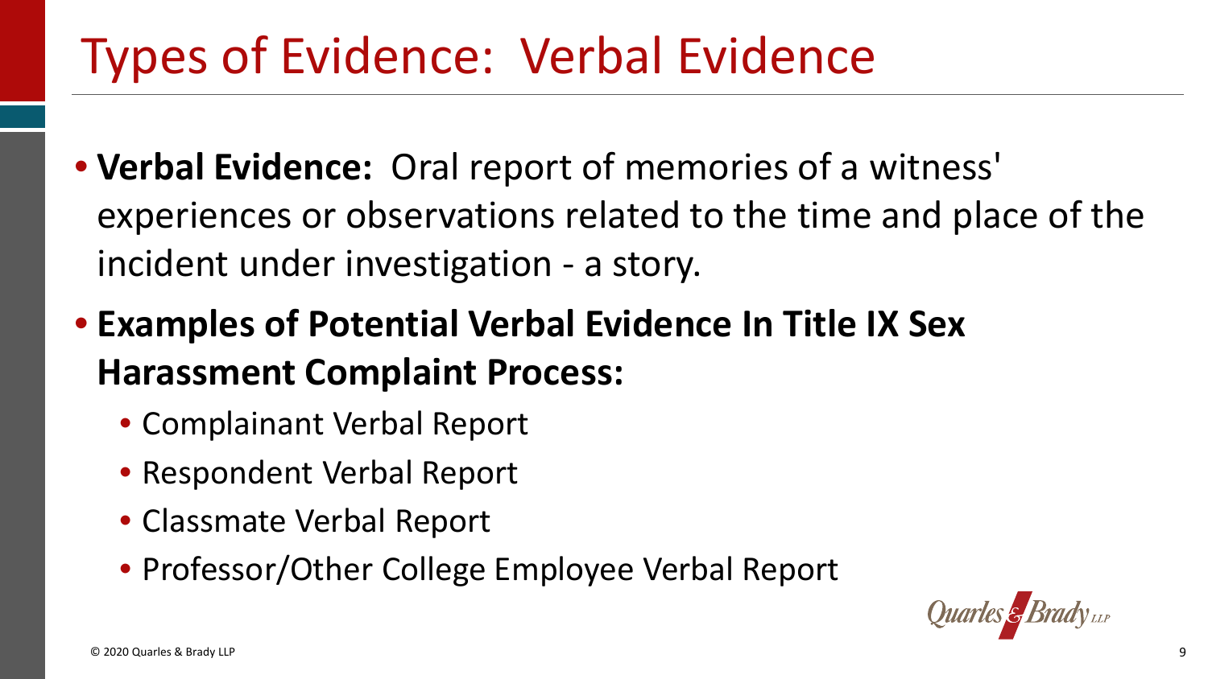# Types of Evidence: Verbal Evidence

- **Verbal Evidence:** Oral report of memories of a witness' experiences or observations related to the time and place of the incident under investigation - a story.
- **Examples of Potential Verbal Evidence In Title IX Sex Harassment Complaint Process:**
  - Complainant Verbal Report
  - Respondent Verbal Report
  - Classmate Verbal Report
  - Professor/Other College Employee Verbal Report

© 2020 Quarles & Brady LLP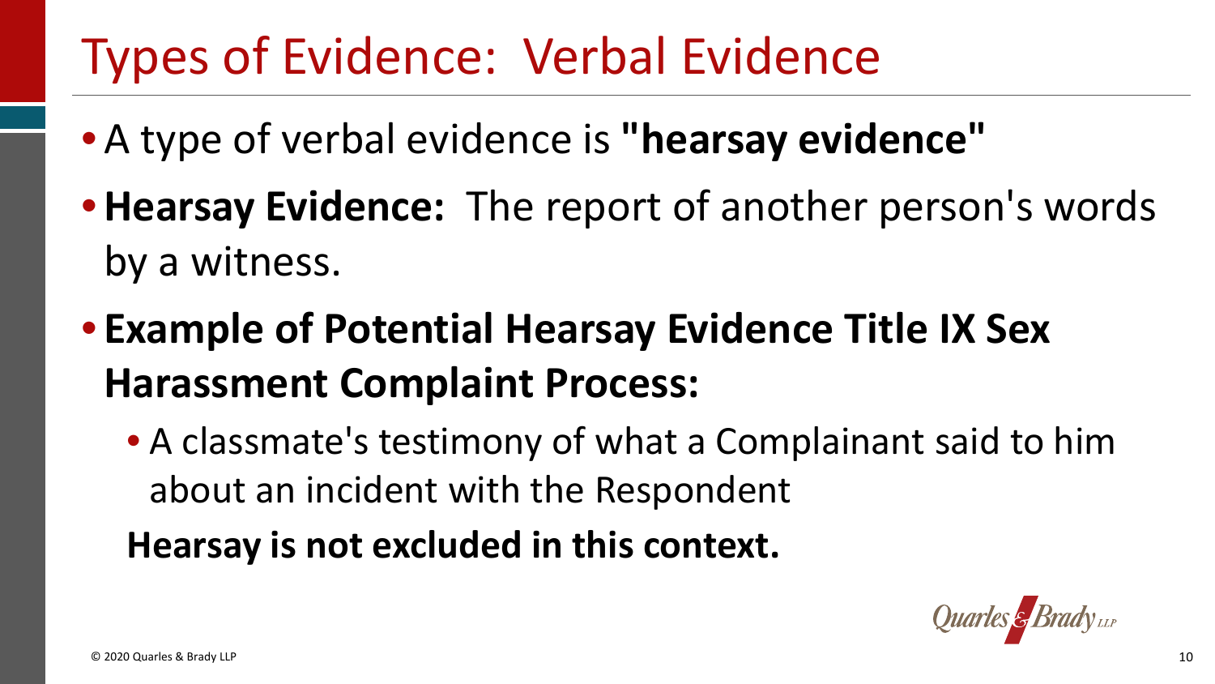# Types of Evidence: Verbal Evidence

- A type of verbal evidence is **"hearsay evidence"**
- **Hearsay Evidence:** The report of another person's words by a witness.
- **Example of Potential Hearsay Evidence Title IX Sex Harassment Complaint Process:**
  - A classmate's testimony of what a Complainant said to him about an incident with the Respondent

  **Hearsay is not excluded in this context.**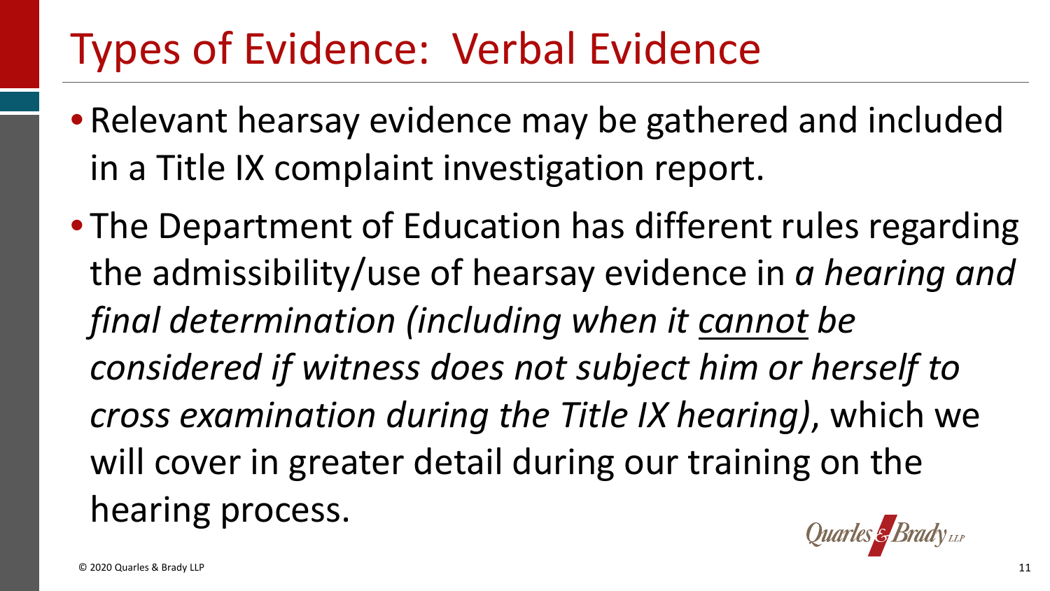# Types of Evidence: Verbal Evidence

- Relevant hearsay evidence may be gathered and included in a Title IX complaint investigation report.
- The Department of Education has different rules regarding the admissibility/use of hearsay evidence in *a hearing and final determination (including when it <u>cannot</u> be considered if witness does not subject him or herself to cross examination during the Title IX hearing)*, which we will cover in greater detail during our training on the hearing process.

© 2020 Quarles & Brady LLP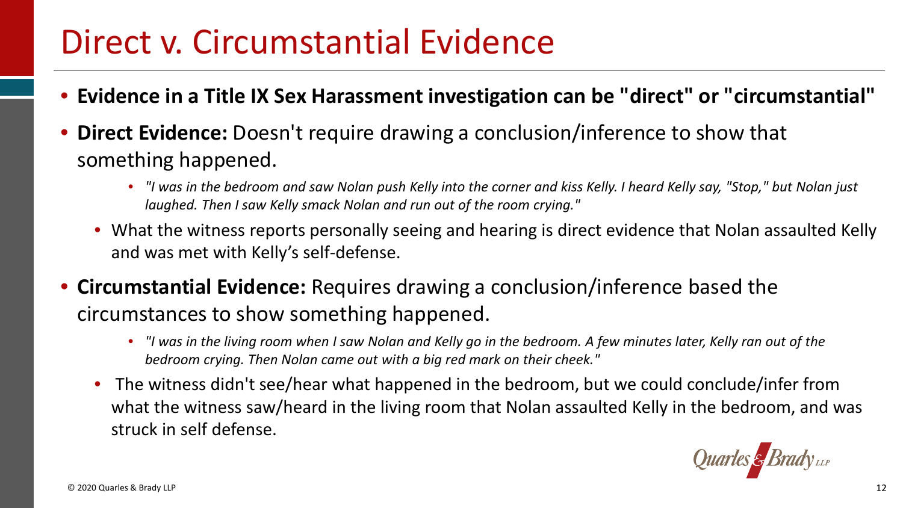# Direct v. Circumstantial Evidence

- **Evidence in a Title IX Sex Harassment investigation can be "direct" or "circumstantial"**
- **Direct Evidence:** Doesn't require drawing a conclusion/inference to show that something happened.
  - *"I was in the bedroom and saw Nolan push Kelly into the corner and kiss Kelly. I heard Kelly say, "Stop," but Nolan just laughed. Then I saw Kelly smack Nolan and run out of the room crying."*
  - What the witness reports personally seeing and hearing is direct evidence that Nolan assaulted Kelly and was met with Kelly's self-defense.
- **Circumstantial Evidence:** Requires drawing a conclusion/inference based the circumstances to show something happened.
  - *"I was in the living room when I saw Nolan and Kelly go in the bedroom. A few minutes later, Kelly ran out of the bedroom crying. Then Nolan came out with a big red mark on their cheek."*
  - The witness didn't see/hear what happened in the bedroom, but we could conclude/infer from what the witness saw/heard in the living room that Nolan assaulted Kelly in the bedroom, and was struck in self defense.

© 2020 Quarles & Brady LLP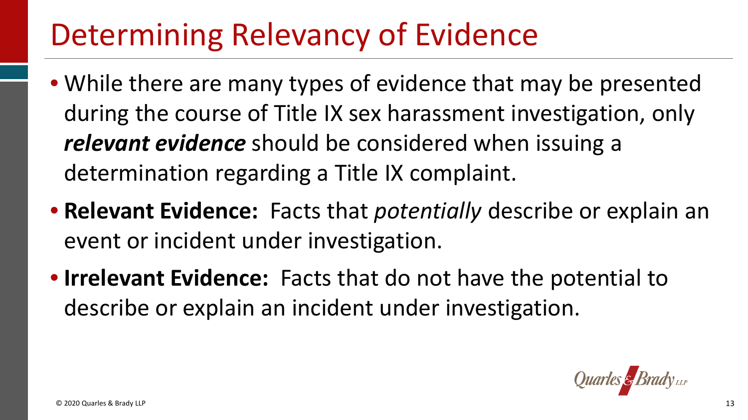# Determining Relevancy of Evidence

- While there are many types of evidence that may be presented during the course of Title IX sex harassment investigation, only ***relevant evidence*** should be considered when issuing a determination regarding a Title IX complaint.
- **Relevant Evidence:** Facts that *potentially* describe or explain an event or incident under investigation.
- **Irrelevant Evidence:** Facts that do not have the potential to describe or explain an incident under investigation.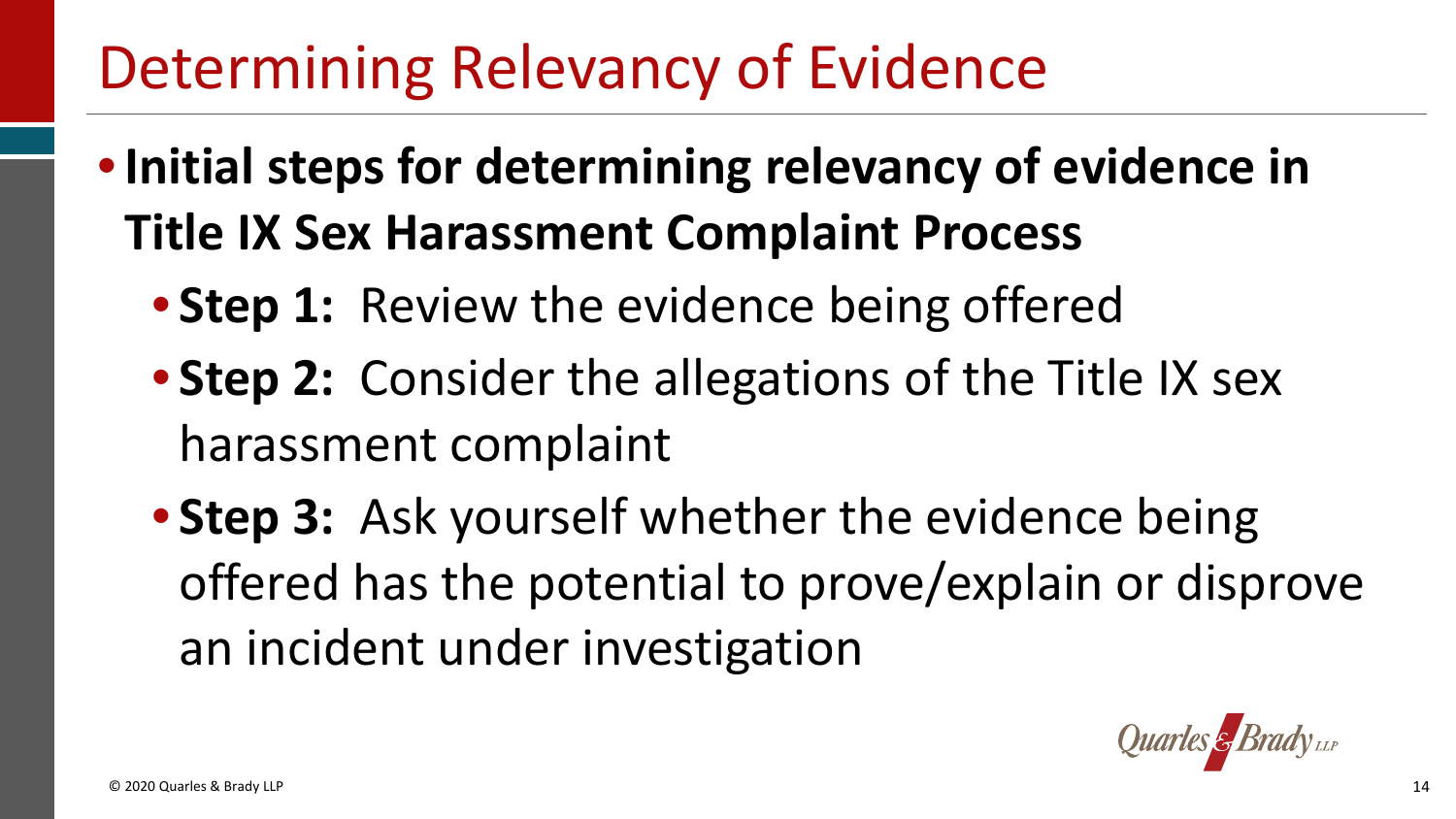# Determining Relevancy of Evidence

- **Initial steps for determining relevancy of evidence in Title IX Sex Harassment Complaint Process**
  - **Step 1:** Review the evidence being offered
  - **Step 2:** Consider the allegations of the Title IX sex harassment complaint
  - **Step 3:** Ask yourself whether the evidence being offered has the potential to prove/explain or disprove an incident under investigation

Quarles & Brady LLP

© 2020 Quarles & Brady LLP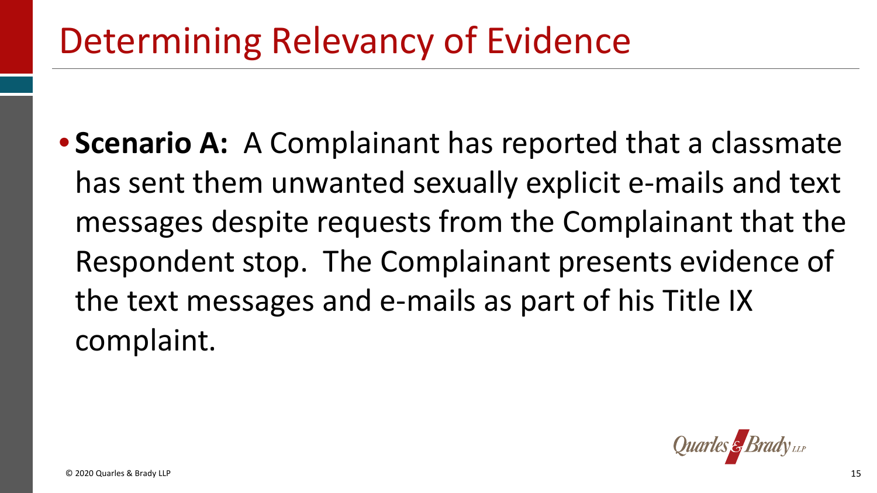# Determining Relevancy of Evidence

- **Scenario A:** A Complainant has reported that a classmate has sent them unwanted sexually explicit e-mails and text messages despite requests from the Complainant that the Respondent stop. The Complainant presents evidence of the text messages and e-mails as part of his Title IX complaint.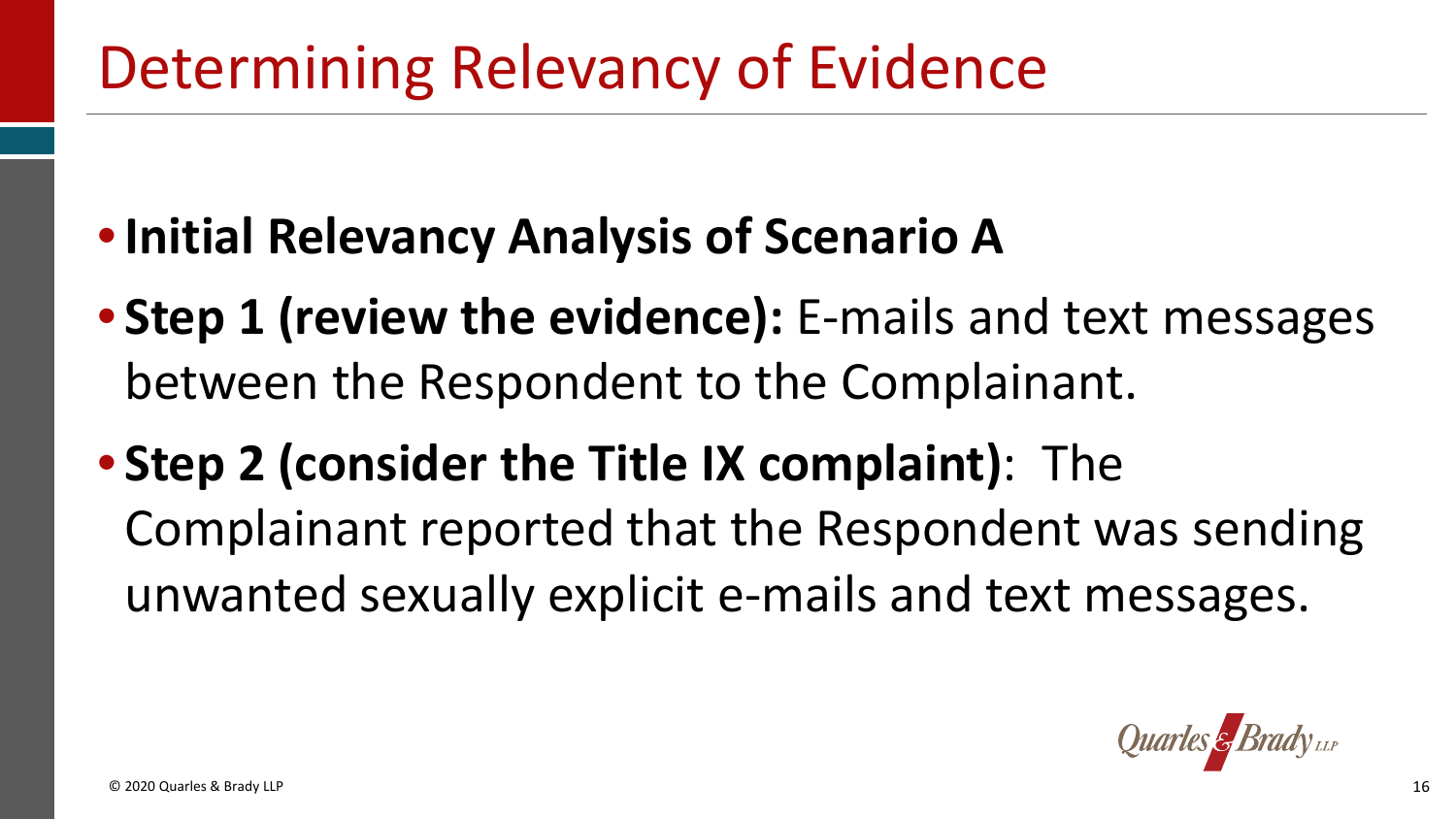# Determining Relevancy of Evidence

- **Initial Relevancy Analysis of Scenario A**
- **Step 1 (review the evidence):** E-mails and text messages between the Respondent to the Complainant.
- **Step 2 (consider the Title IX complaint)**: The Complainant reported that the Respondent was sending unwanted sexually explicit e-mails and text messages.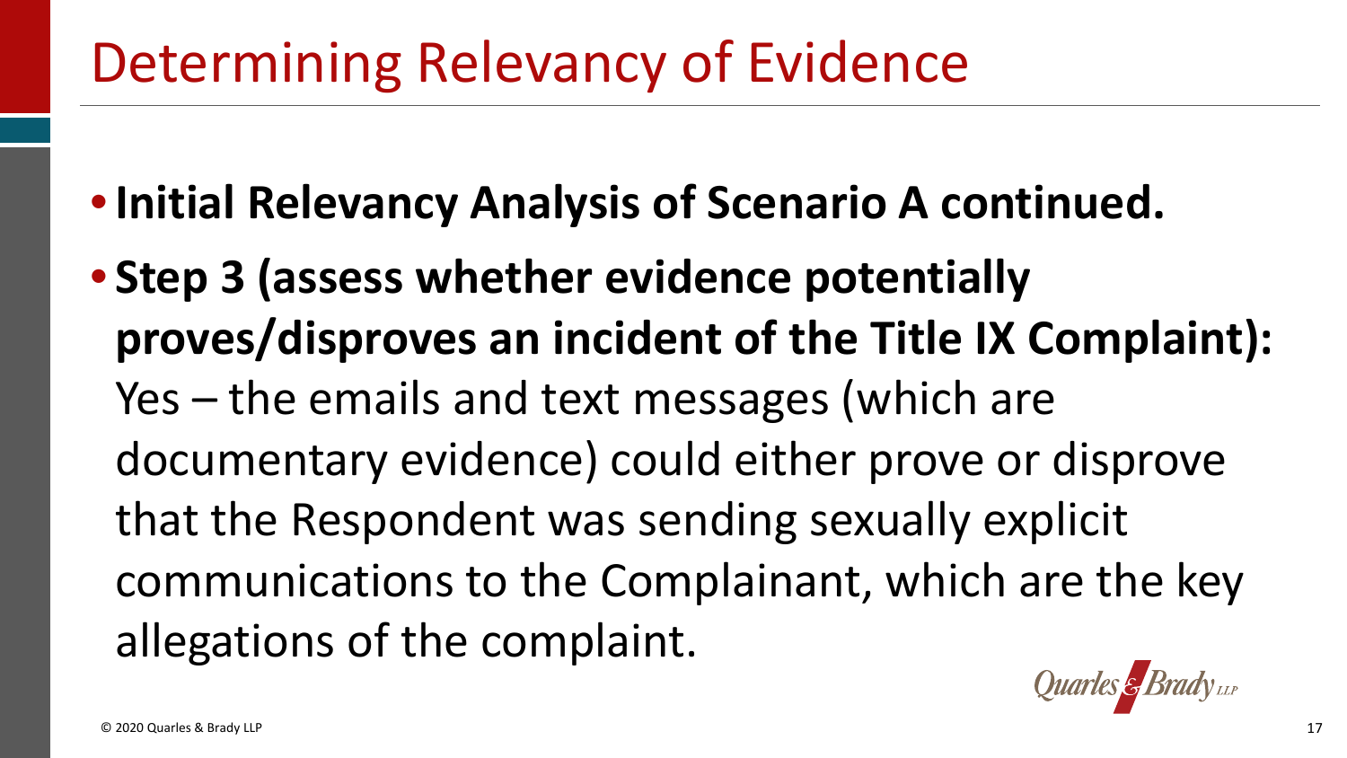# Determining Relevancy of Evidence

- **Initial Relevancy Analysis of Scenario A continued.**
- **Step 3 (assess whether evidence potentially proves/disproves an incident of the Title IX Complaint):** Yes – the emails and text messages (which are documentary evidence) could either prove or disprove that the Respondent was sending sexually explicit communications to the Complainant, which are the key allegations of the complaint.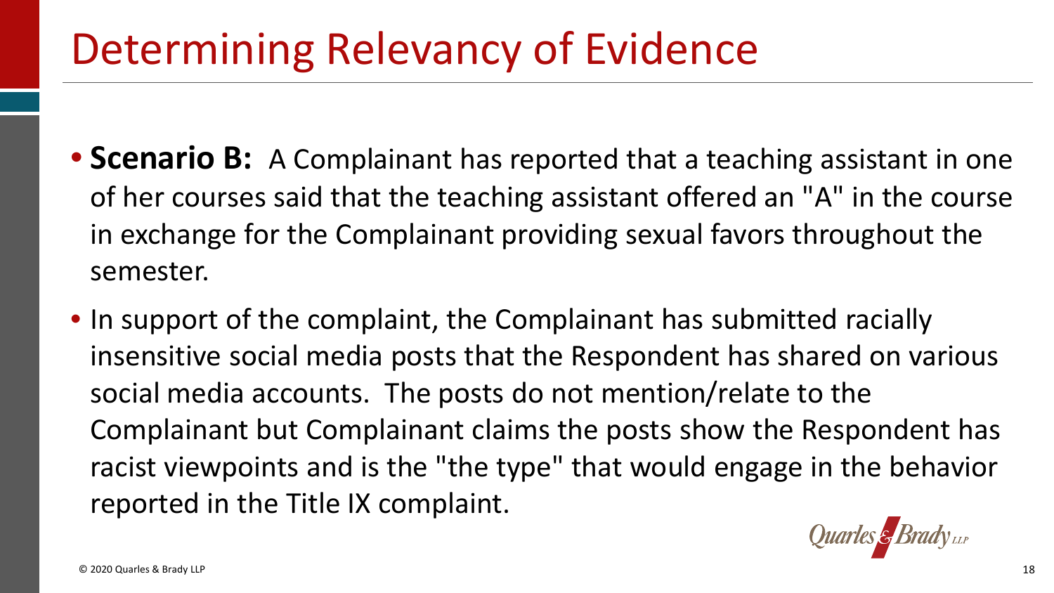# Determining Relevancy of Evidence

- **Scenario B:** A Complainant has reported that a teaching assistant in one of her courses said that the teaching assistant offered an "A" in the course in exchange for the Complainant providing sexual favors throughout the semester.
- In support of the complaint, the Complainant has submitted racially insensitive social media posts that the Respondent has shared on various social media accounts. The posts do not mention/relate to the Complainant but Complainant claims the posts show the Respondent has racist viewpoints and is the "the type" that would engage in the behavior reported in the Title IX complaint.

© 2020 Quarles & Brady LLP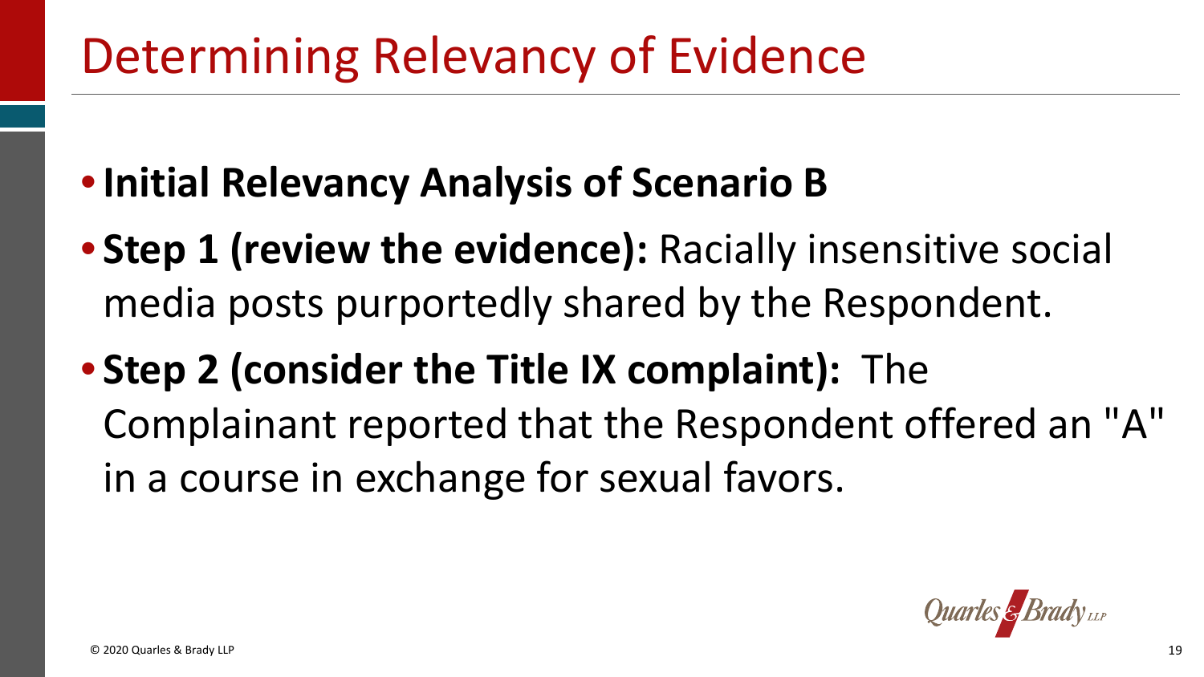# Determining Relevancy of Evidence

- **Initial Relevancy Analysis of Scenario B**
- **Step 1 (review the evidence):** Racially insensitive social media posts purportedly shared by the Respondent.
- **Step 2 (consider the Title IX complaint):** The Complainant reported that the Respondent offered an "A" in a course in exchange for sexual favors.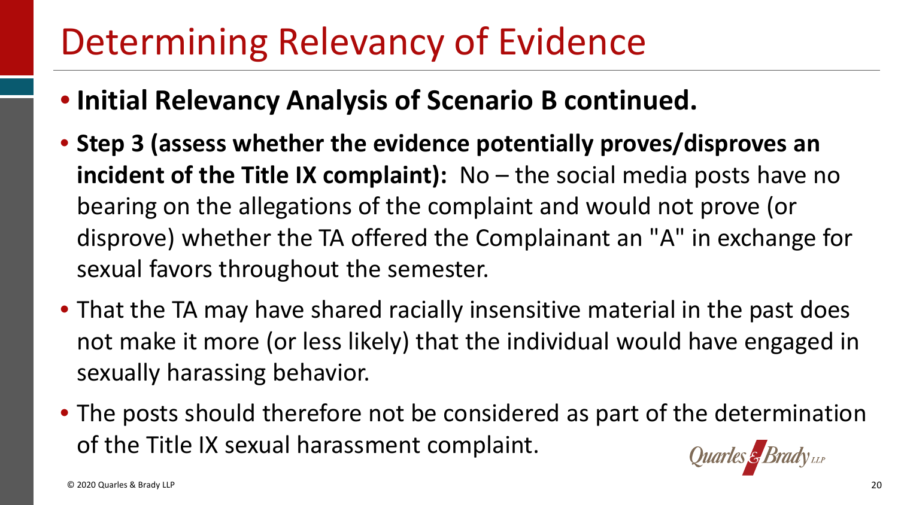# Determining Relevancy of Evidence

- **Initial Relevancy Analysis of Scenario B continued.**
- **Step 3 (assess whether the evidence potentially proves/disproves an incident of the Title IX complaint):** No – the social media posts have no bearing on the allegations of the complaint and would not prove (or disprove) whether the TA offered the Complainant an "A" in exchange for sexual favors throughout the semester.
- That the TA may have shared racially insensitive material in the past does not make it more (or less likely) that the individual would have engaged in sexually harassing behavior.
- The posts should therefore not be considered as part of the determination of the Title IX sexual harassment complaint.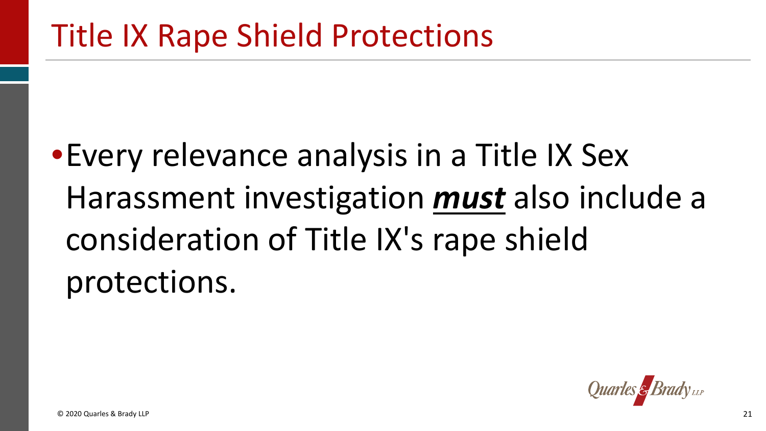# Title IX Rape Shield Protections

- Every relevance analysis in a Title IX Sex Harassment investigation ***must*** also include a consideration of Title IX's rape shield protections.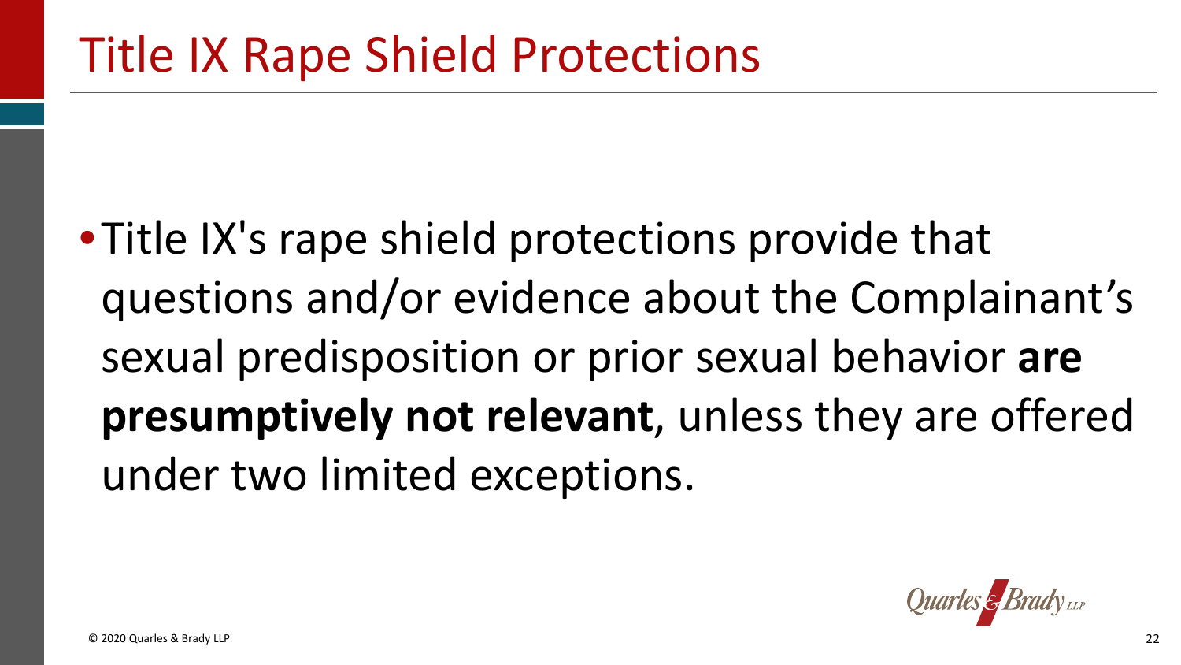# Title IX Rape Shield Protections

- Title IX's rape shield protections provide that questions and/or evidence about the Complainant's sexual predisposition or prior sexual behavior **are presumptively not relevant**, unless they are offered under two limited exceptions.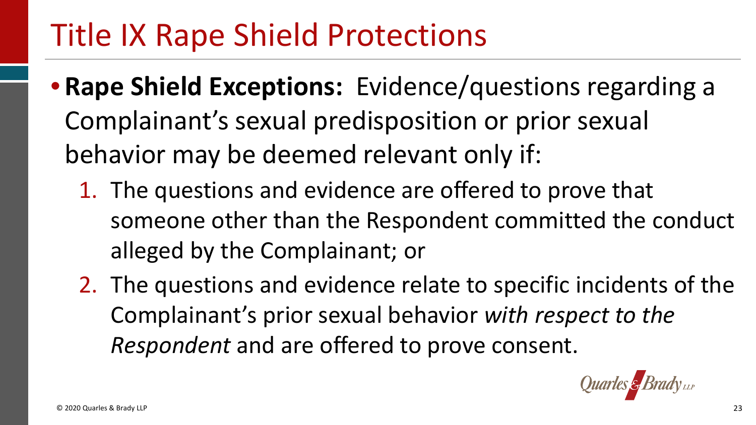# Title IX Rape Shield Protections

- **Rape Shield Exceptions:** Evidence/questions regarding a Complainant's sexual predisposition or prior sexual behavior may be deemed relevant only if:
  1. The questions and evidence are offered to prove that someone other than the Respondent committed the conduct alleged by the Complainant; or
  2. The questions and evidence relate to specific incidents of the Complainant's prior sexual behavior *with respect to the Respondent* and are offered to prove consent.

© 2020 Quarles & Brady LLP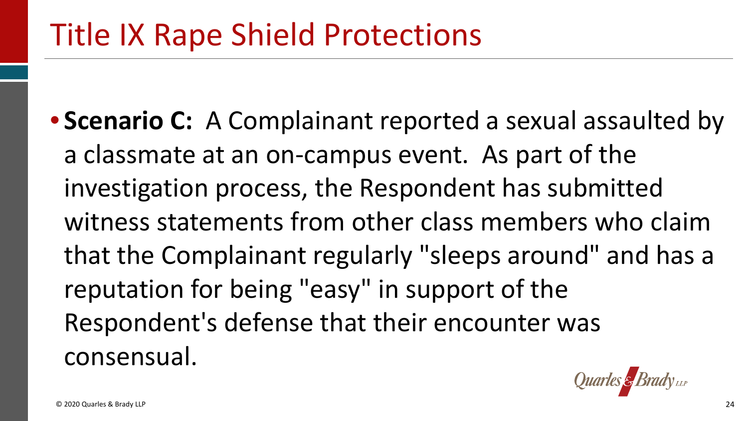# Title IX Rape Shield Protections

- **Scenario C:** A Complainant reported a sexual assaulted by a classmate at an on-campus event. As part of the investigation process, the Respondent has submitted witness statements from other class members who claim that the Complainant regularly "sleeps around" and has a reputation for being "easy" in support of the Respondent's defense that their encounter was consensual.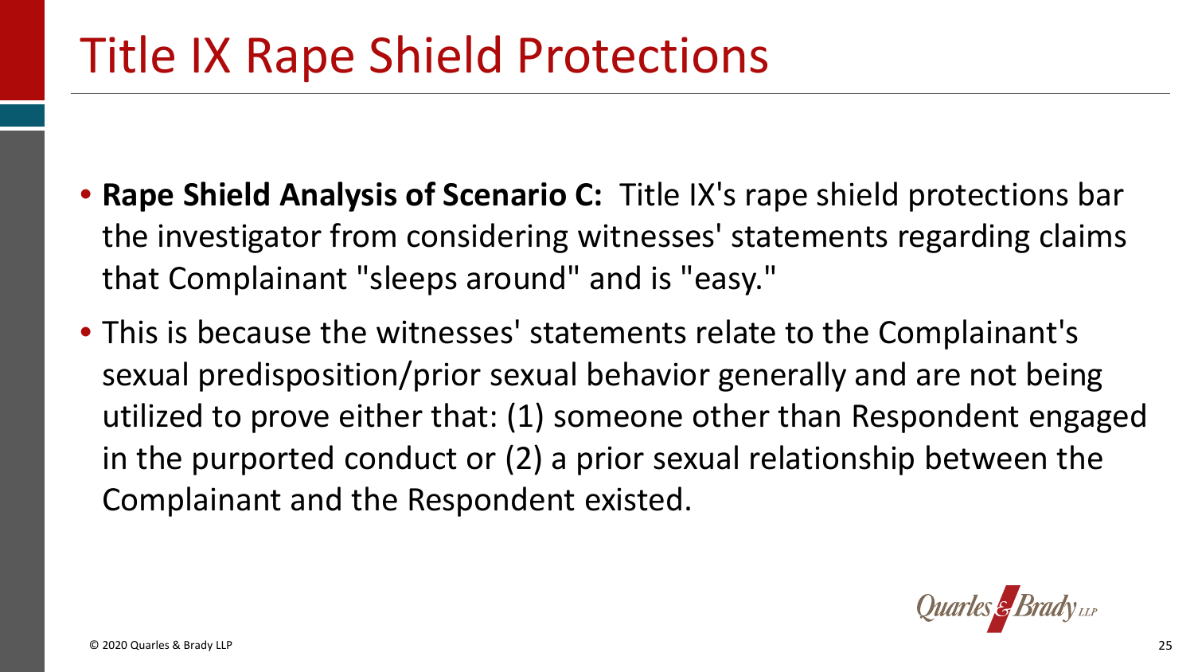# Title IX Rape Shield Protections

- **Rape Shield Analysis of Scenario C:** Title IX's rape shield protections bar the investigator from considering witnesses' statements regarding claims that Complainant "sleeps around" and is "easy."
- This is because the witnesses' statements relate to the Complainant's sexual predisposition/prior sexual behavior generally and are not being utilized to prove either that: (1) someone other than Respondent engaged in the purported conduct or (2) a prior sexual relationship between the Complainant and the Respondent existed.

© 2020 Quarles & Brady LLP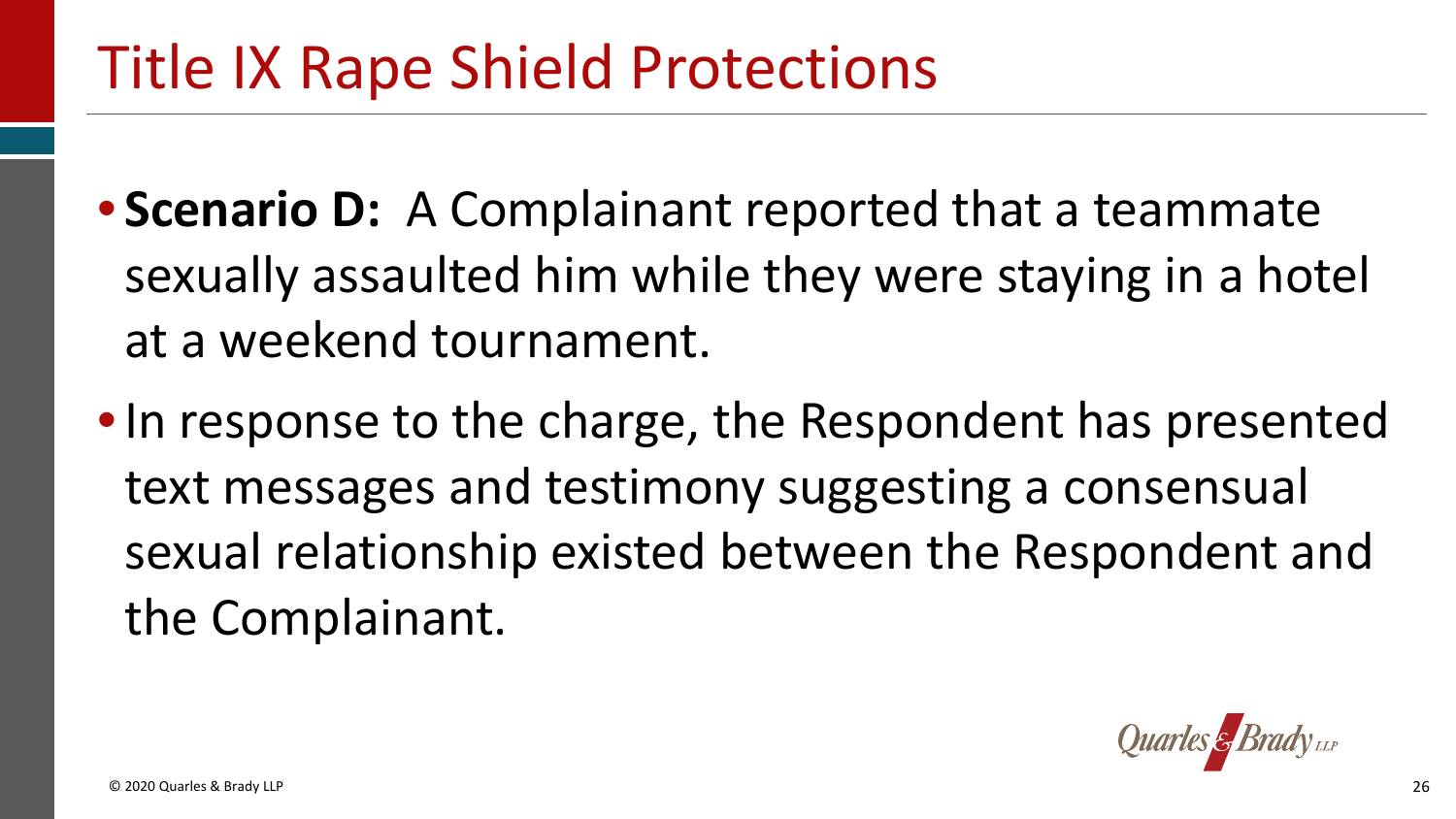# Title IX Rape Shield Protections

- **Scenario D:** A Complainant reported that a teammate sexually assaulted him while they were staying in a hotel at a weekend tournament.
- In response to the charge, the Respondent has presented text messages and testimony suggesting a consensual sexual relationship existed between the Respondent and the Complainant.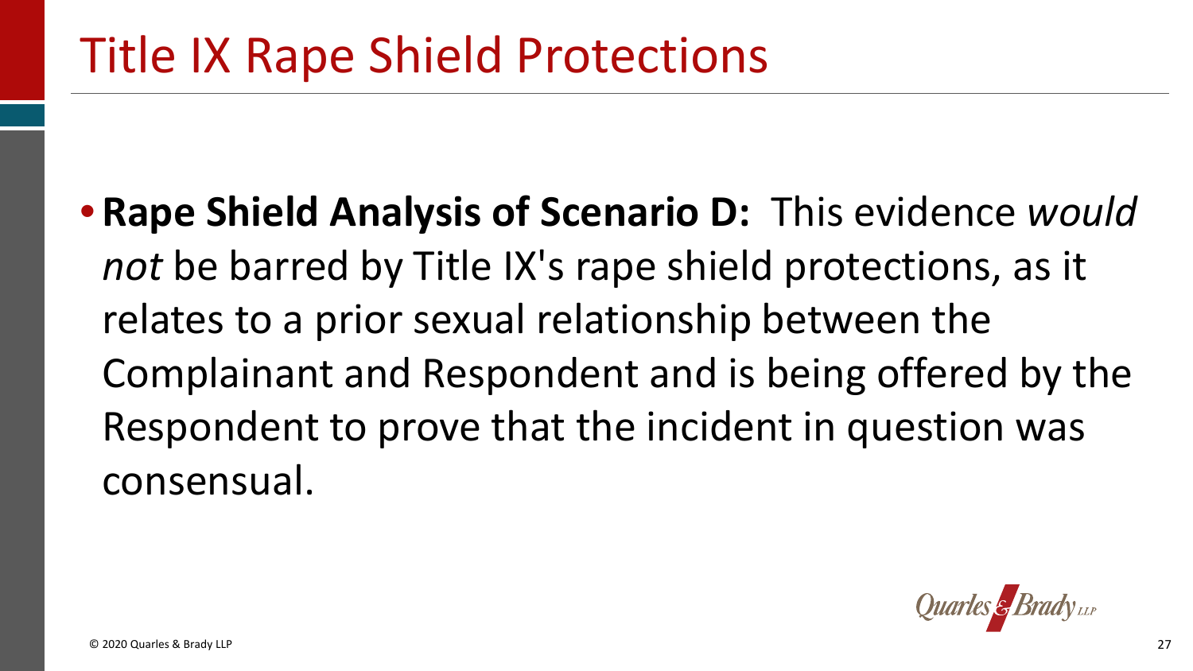# Title IX Rape Shield Protections

- **Rape Shield Analysis of Scenario D:** This evidence *would not* be barred by Title IX's rape shield protections, as it relates to a prior sexual relationship between the Complainant and Respondent and is being offered by the Respondent to prove that the incident in question was consensual.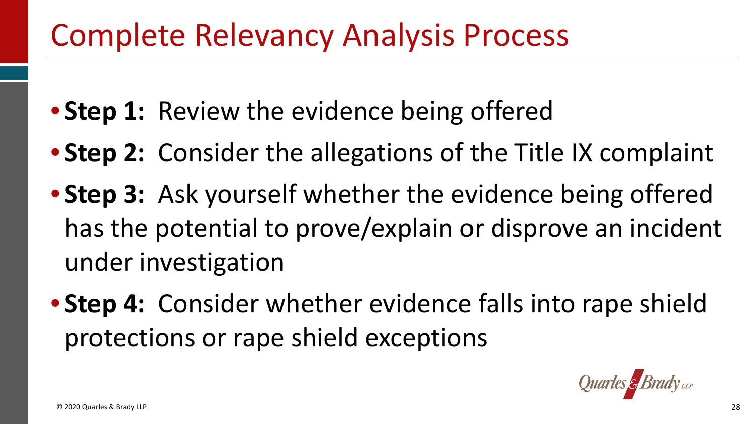# Complete Relevancy Analysis Process

- **Step 1:** Review the evidence being offered
- **Step 2:** Consider the allegations of the Title IX complaint
- **Step 3:** Ask yourself whether the evidence being offered has the potential to prove/explain or disprove an incident under investigation
- **Step 4:** Consider whether evidence falls into rape shield protections or rape shield exceptions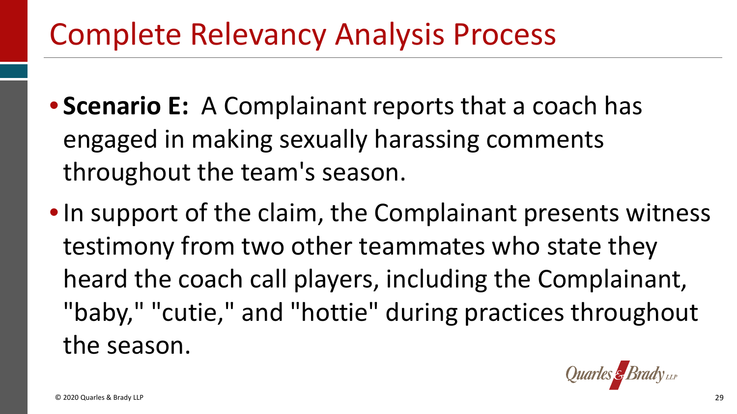# Complete Relevancy Analysis Process

- **Scenario E:** A Complainant reports that a coach has engaged in making sexually harassing comments throughout the team's season.
- In support of the claim, the Complainant presents witness testimony from two other teammates who state they heard the coach call players, including the Complainant, "baby," "cutie," and "hottie" during practices throughout the season.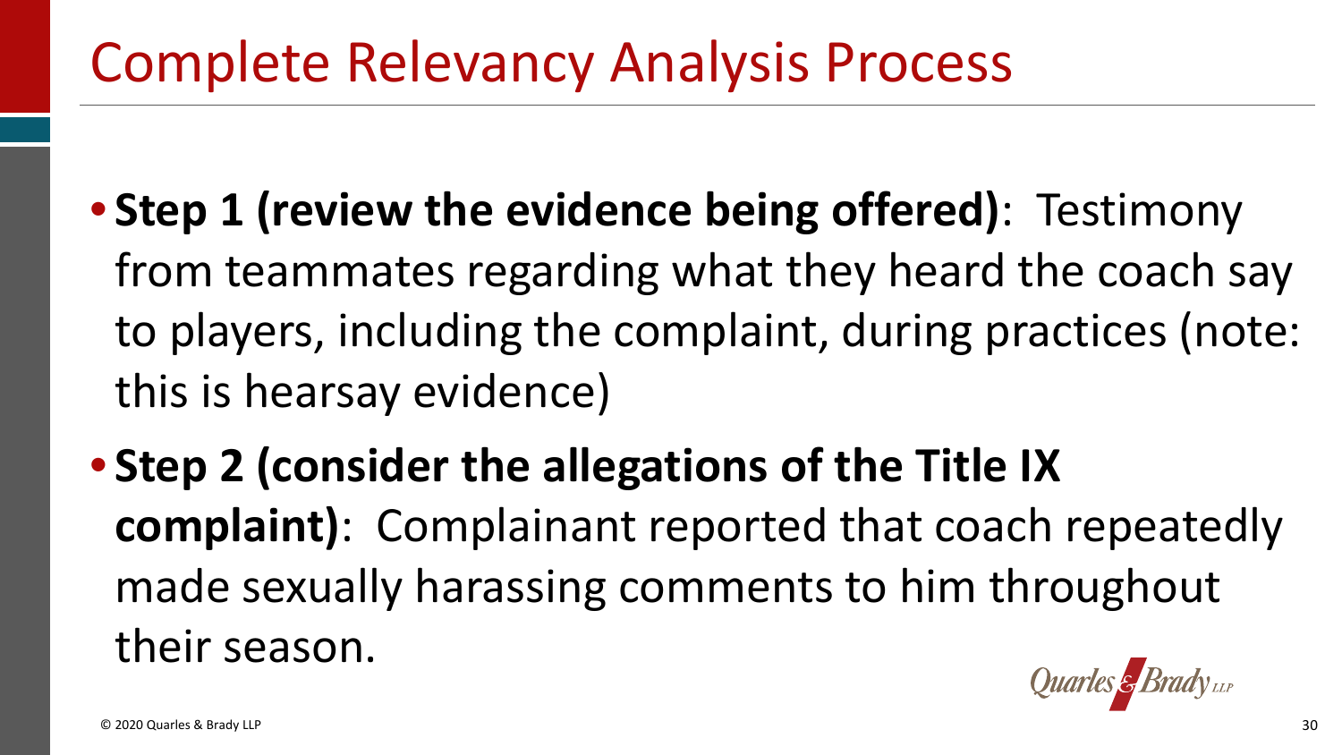# Complete Relevancy Analysis Process

- **Step 1 (review the evidence being offered)**: Testimony from teammates regarding what they heard the coach say to players, including the complaint, during practices (note: this is hearsay evidence)
- **Step 2 (consider the allegations of the Title IX complaint)**: Complainant reported that coach repeatedly made sexually harassing comments to him throughout their season.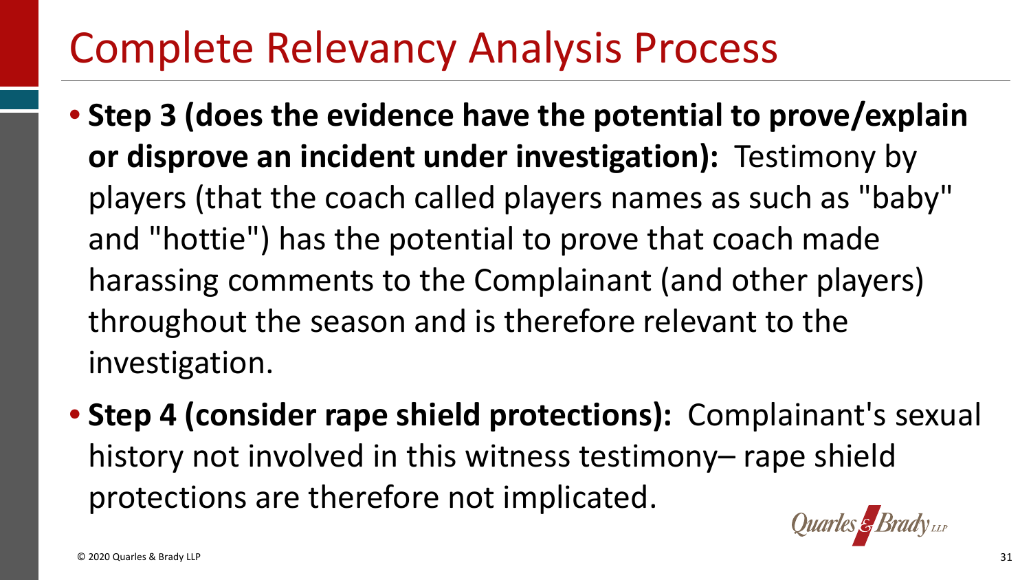# Complete Relevancy Analysis Process

- **Step 3 (does the evidence have the potential to prove/explain or disprove an incident under investigation):** Testimony by players (that the coach called players names as such as "baby" and "hottie") has the potential to prove that coach made harassing comments to the Complainant (and other players) throughout the season and is therefore relevant to the investigation.
- **Step 4 (consider rape shield protections):** Complainant's sexual history not involved in this witness testimony– rape shield protections are therefore not implicated.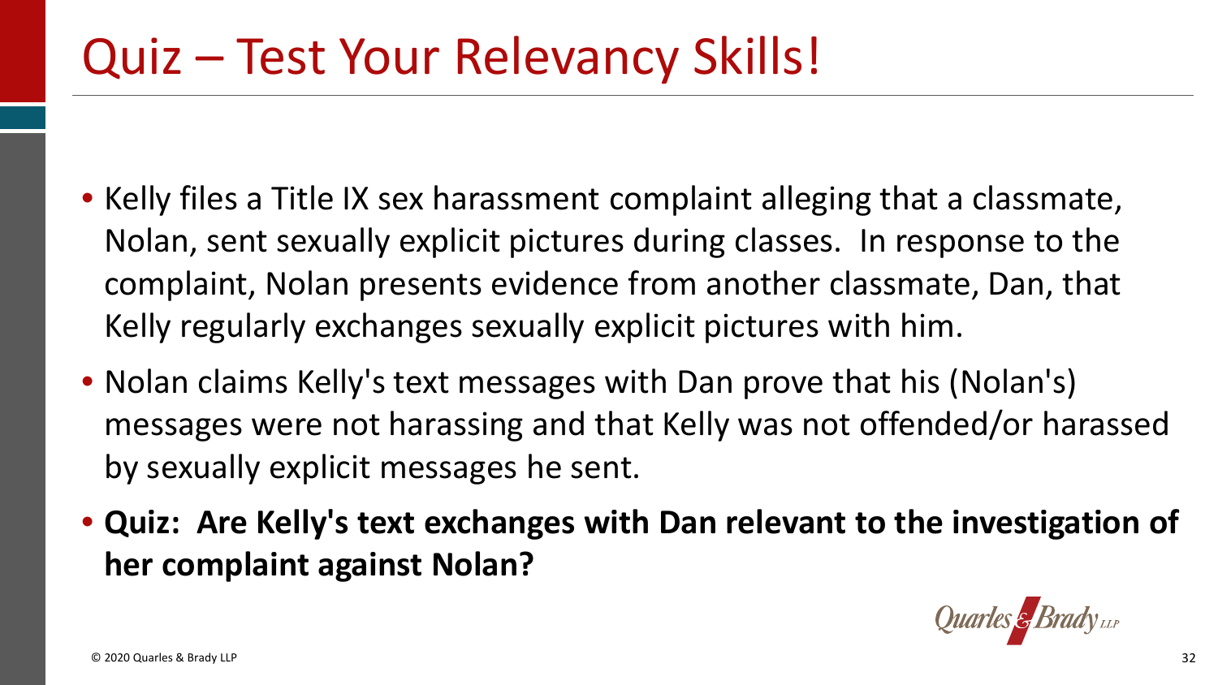# Quiz – Test Your Relevancy Skills!

- Kelly files a Title IX sex harassment complaint alleging that a classmate, Nolan, sent sexually explicit pictures during classes. In response to the complaint, Nolan presents evidence from another classmate, Dan, that Kelly regularly exchanges sexually explicit pictures with him.
- Nolan claims Kelly's text messages with Dan prove that his (Nolan's) messages were not harassing and that Kelly was not offended/or harassed by sexually explicit messages he sent.
- **Quiz: Are Kelly's text exchanges with Dan relevant to the investigation of her complaint against Nolan?**

© 2020 Quarles & Brady LLP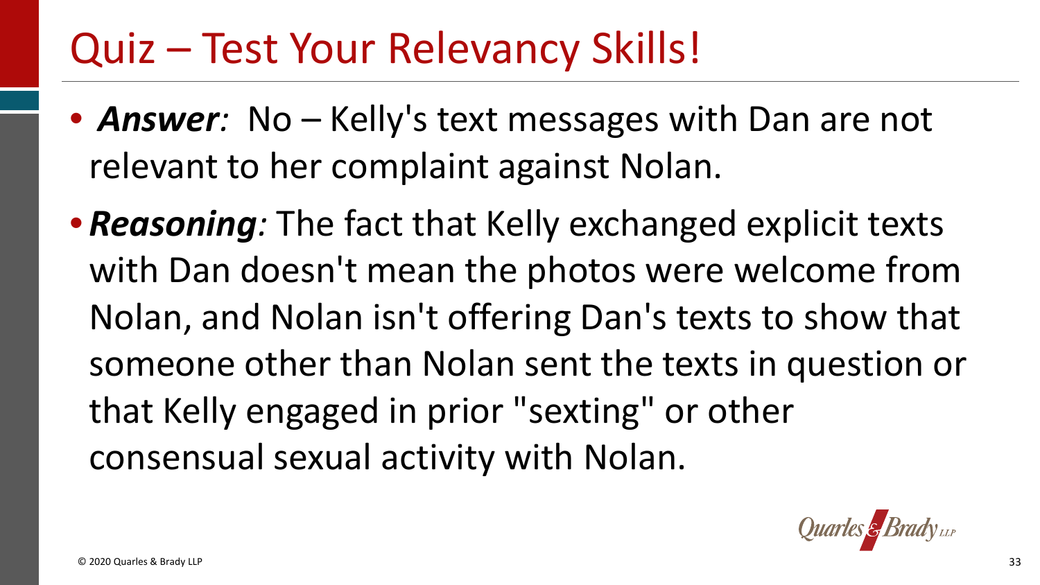# Quiz – Test Your Relevancy Skills!

- ***Answer**:* No – Kelly's text messages with Dan are not relevant to her complaint against Nolan.
- ***Reasoning**:* The fact that Kelly exchanged explicit texts with Dan doesn't mean the photos were welcome from Nolan, and Nolan isn't offering Dan's texts to show that someone other than Nolan sent the texts in question or that Kelly engaged in prior "sexting" or other consensual sexual activity with Nolan.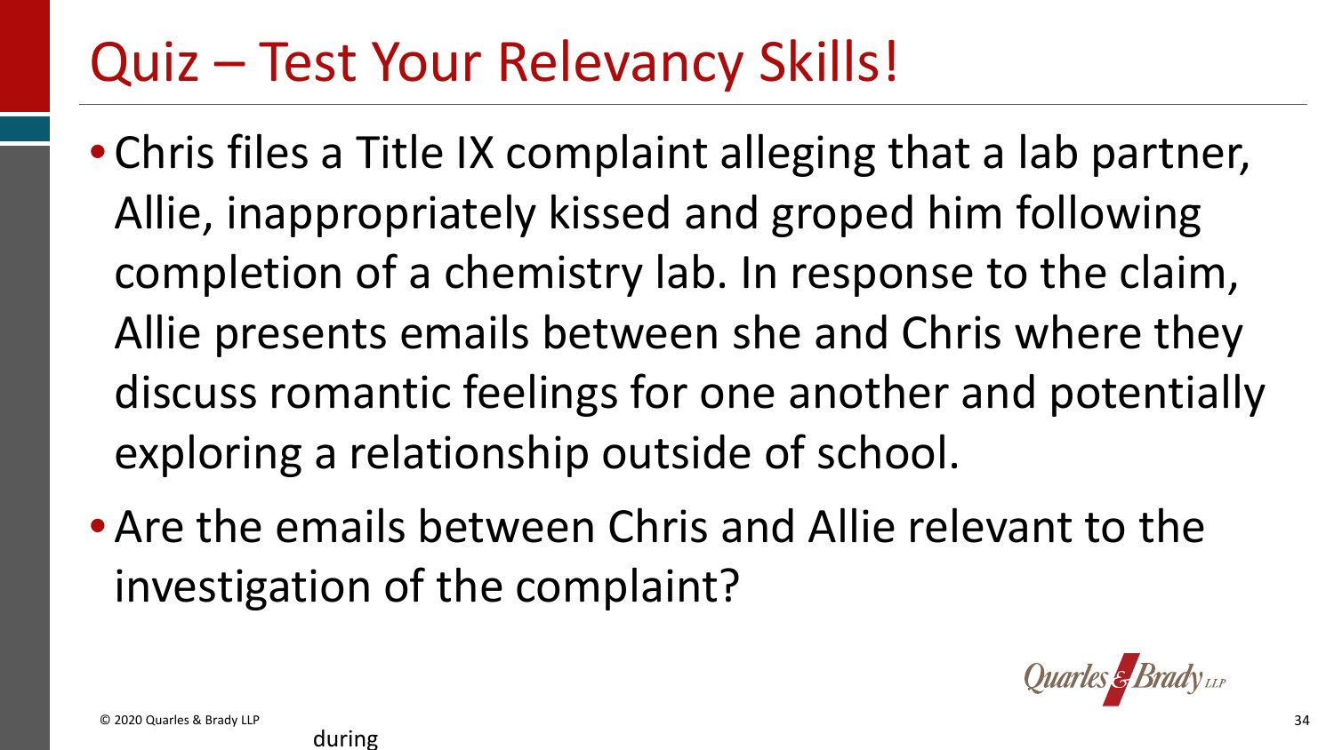# Quiz – Test Your Relevancy Skills!

- Chris files a Title IX complaint alleging that a lab partner, Allie, inappropriately kissed and groped him following completion of a chemistry lab. In response to the claim, Allie presents emails between she and Chris where they discuss romantic feelings for one another and potentially exploring a relationship outside of school.
- Are the emails between Chris and Allie relevant to the investigation of the complaint?

during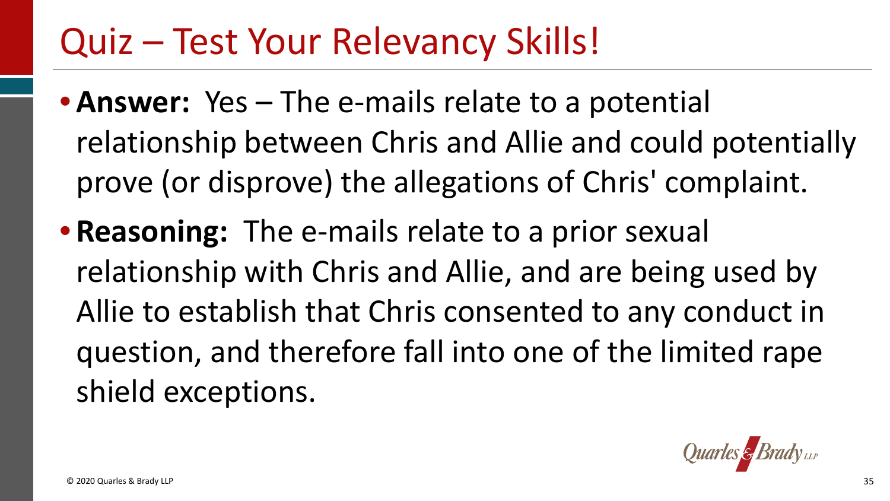# Quiz – Test Your Relevancy Skills!

- **Answer:** Yes – The e-mails relate to a potential relationship between Chris and Allie and could potentially prove (or disprove) the allegations of Chris' complaint.
- **Reasoning:** The e-mails relate to a prior sexual relationship with Chris and Allie, and are being used by Allie to establish that Chris consented to any conduct in question, and therefore fall into one of the limited rape shield exceptions.

© 2020 Quarles & Brady LLP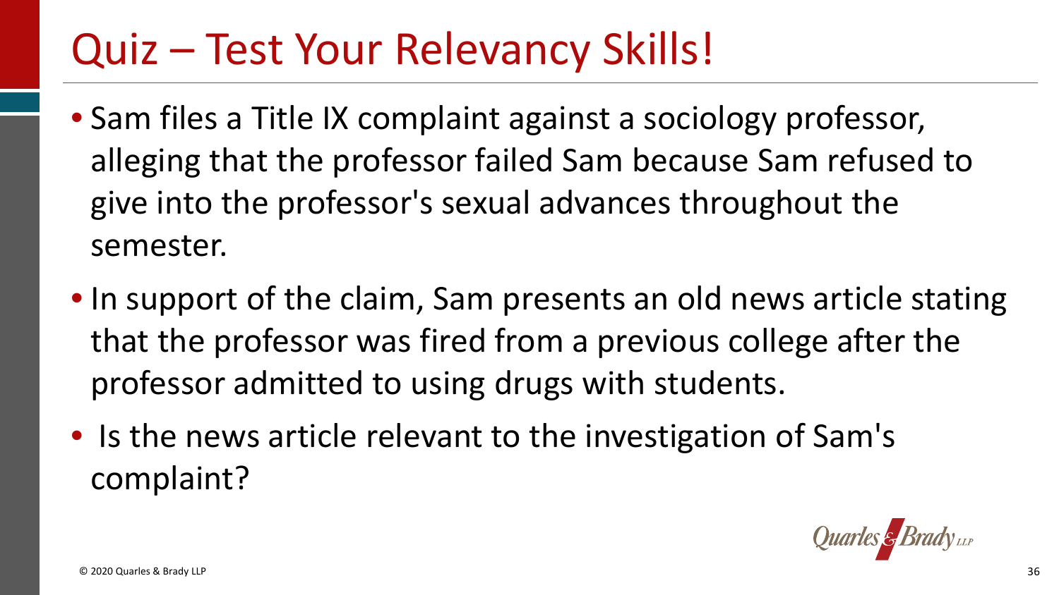# Quiz – Test Your Relevancy Skills!

- Sam files a Title IX complaint against a sociology professor, alleging that the professor failed Sam because Sam refused to give into the professor's sexual advances throughout the semester.
- In support of the claim, Sam presents an old news article stating that the professor was fired from a previous college after the professor admitted to using drugs with students.
- Is the news article relevant to the investigation of Sam's complaint?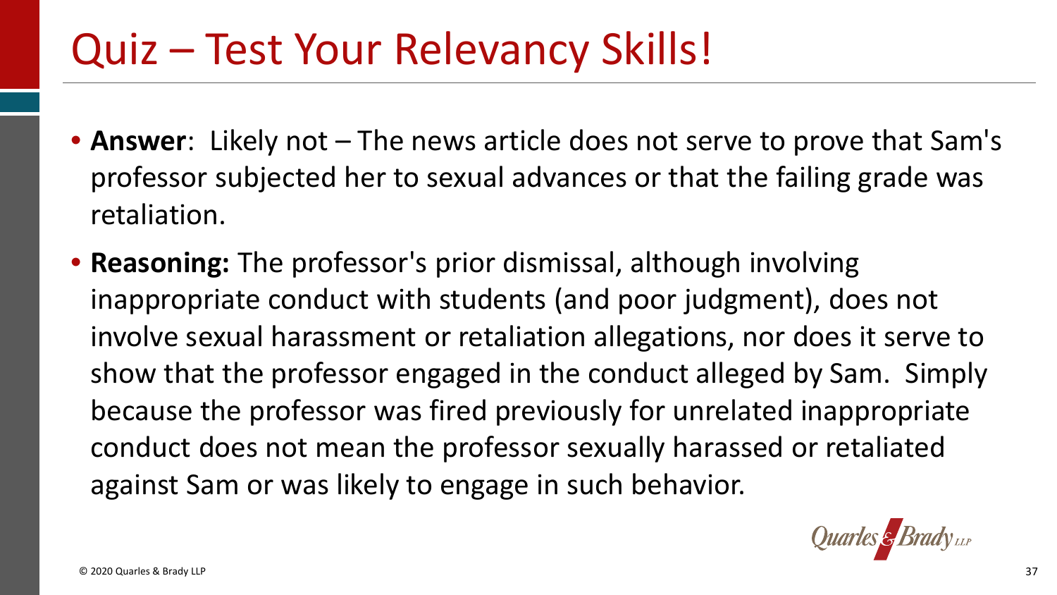# Quiz – Test Your Relevancy Skills!

- **Answer**: Likely not – The news article does not serve to prove that Sam's professor subjected her to sexual advances or that the failing grade was retaliation.
- **Reasoning:** The professor's prior dismissal, although involving inappropriate conduct with students (and poor judgment), does not involve sexual harassment or retaliation allegations, nor does it serve to show that the professor engaged in the conduct alleged by Sam. Simply because the professor was fired previously for unrelated inappropriate conduct does not mean the professor sexually harassed or retaliated against Sam or was likely to engage in such behavior.

© 2020 Quarles & Brady LLP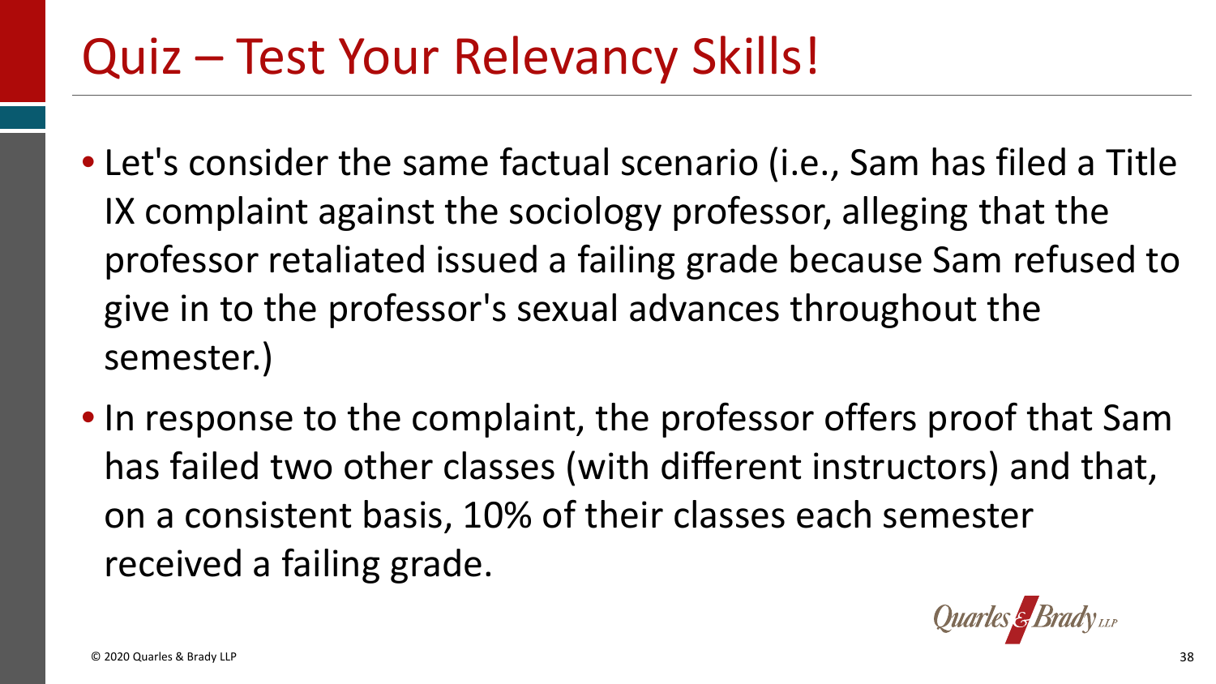# Quiz – Test Your Relevancy Skills!

- Let's consider the same factual scenario (i.e., Sam has filed a Title IX complaint against the sociology professor, alleging that the professor retaliated issued a failing grade because Sam refused to give in to the professor's sexual advances throughout the semester.)
- In response to the complaint, the professor offers proof that Sam has failed two other classes (with different instructors) and that, on a consistent basis, 10% of their classes each semester received a failing grade.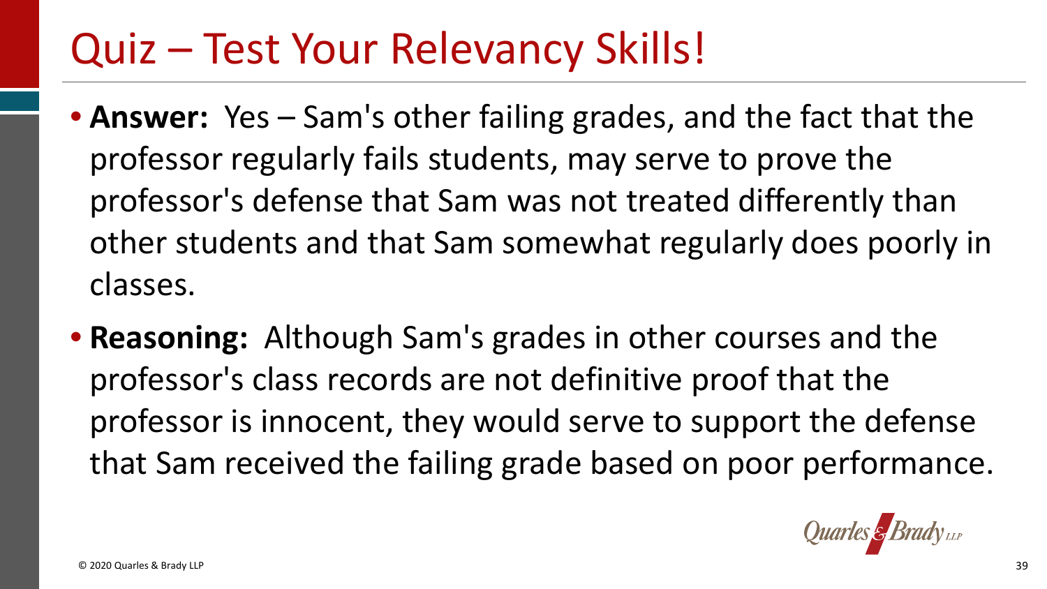# Quiz – Test Your Relevancy Skills!

- **Answer:** Yes – Sam's other failing grades, and the fact that the professor regularly fails students, may serve to prove the professor's defense that Sam was not treated differently than other students and that Sam somewhat regularly does poorly in classes.
- **Reasoning:** Although Sam's grades in other courses and the professor's class records are not definitive proof that the professor is innocent, they would serve to support the defense that Sam received the failing grade based on poor performance.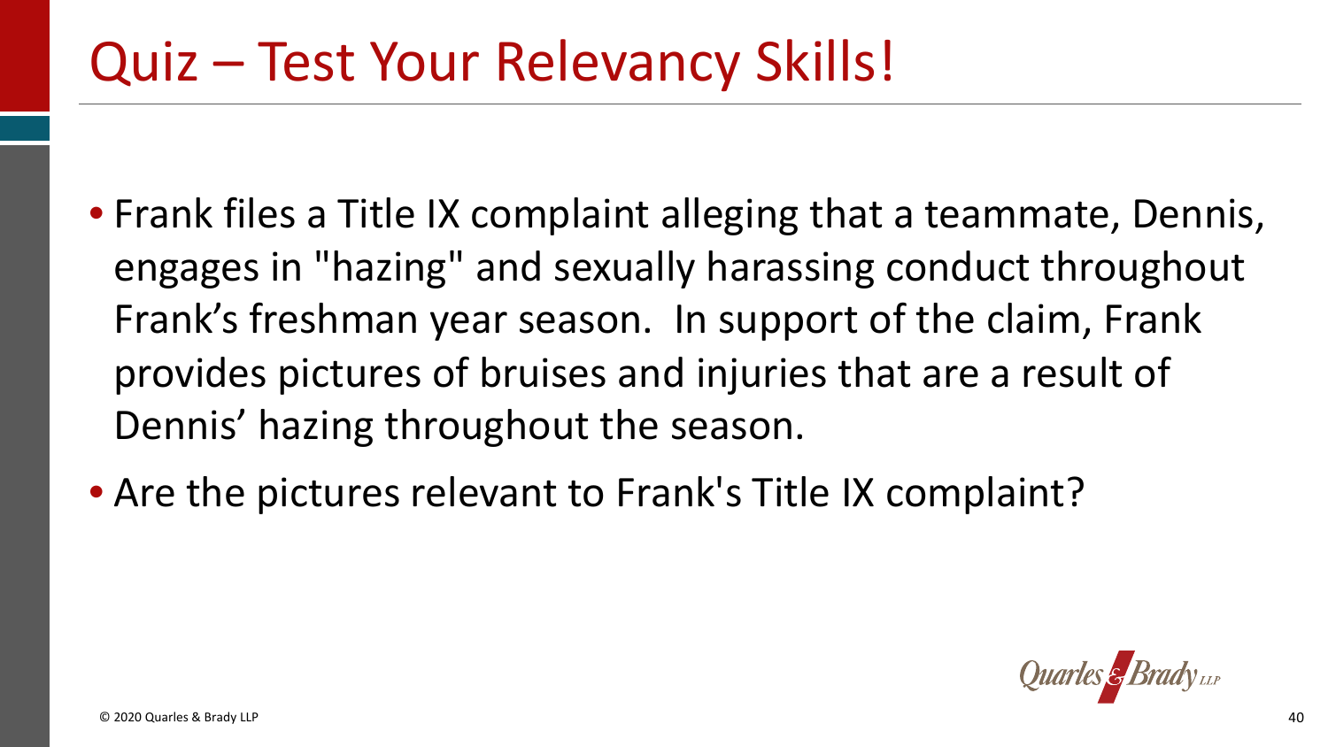# Quiz – Test Your Relevancy Skills!

- Frank files a Title IX complaint alleging that a teammate, Dennis, engages in "hazing" and sexually harassing conduct throughout Frank's freshman year season. In support of the claim, Frank provides pictures of bruises and injuries that are a result of Dennis' hazing throughout the season.
- Are the pictures relevant to Frank's Title IX complaint?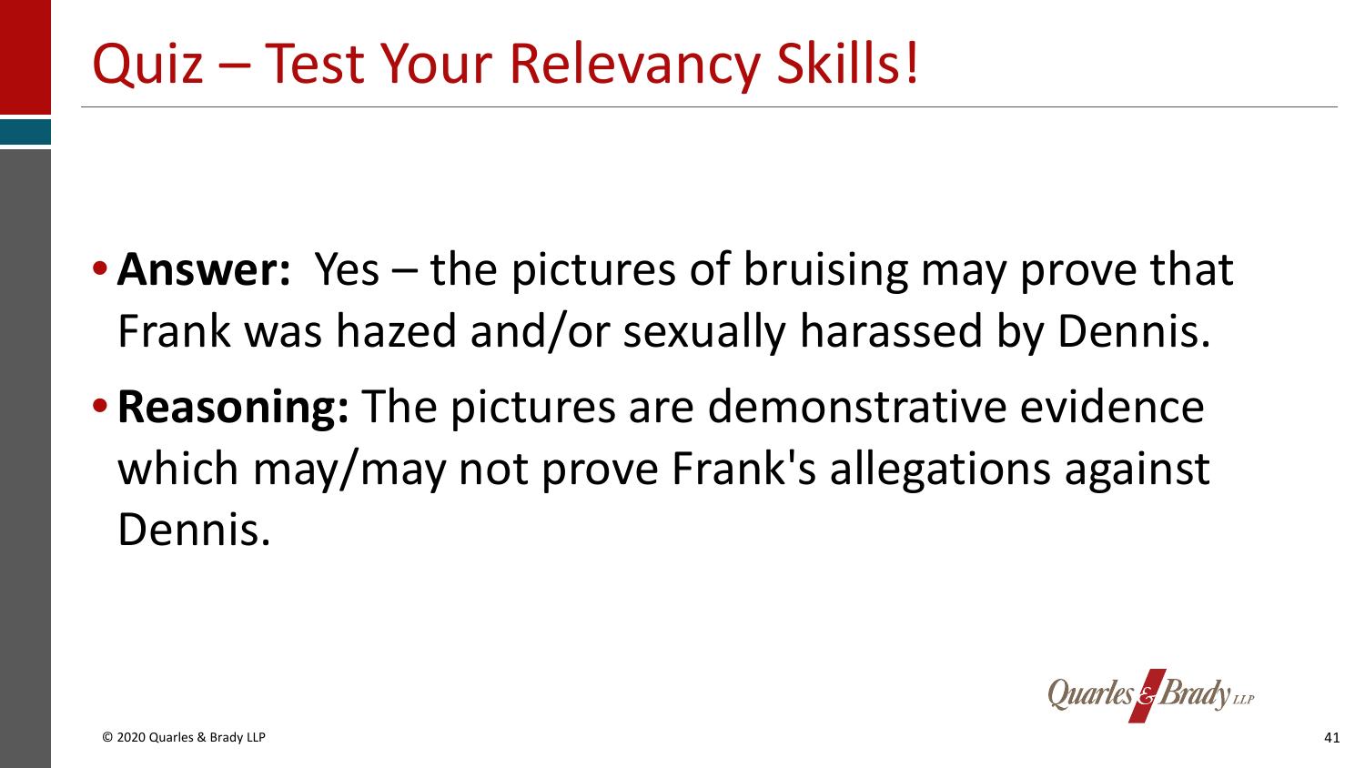# Quiz – Test Your Relevancy Skills!

- **Answer:** Yes – the pictures of bruising may prove that Frank was hazed and/or sexually harassed by Dennis.
- **Reasoning:** The pictures are demonstrative evidence which may/may not prove Frank's allegations against Dennis.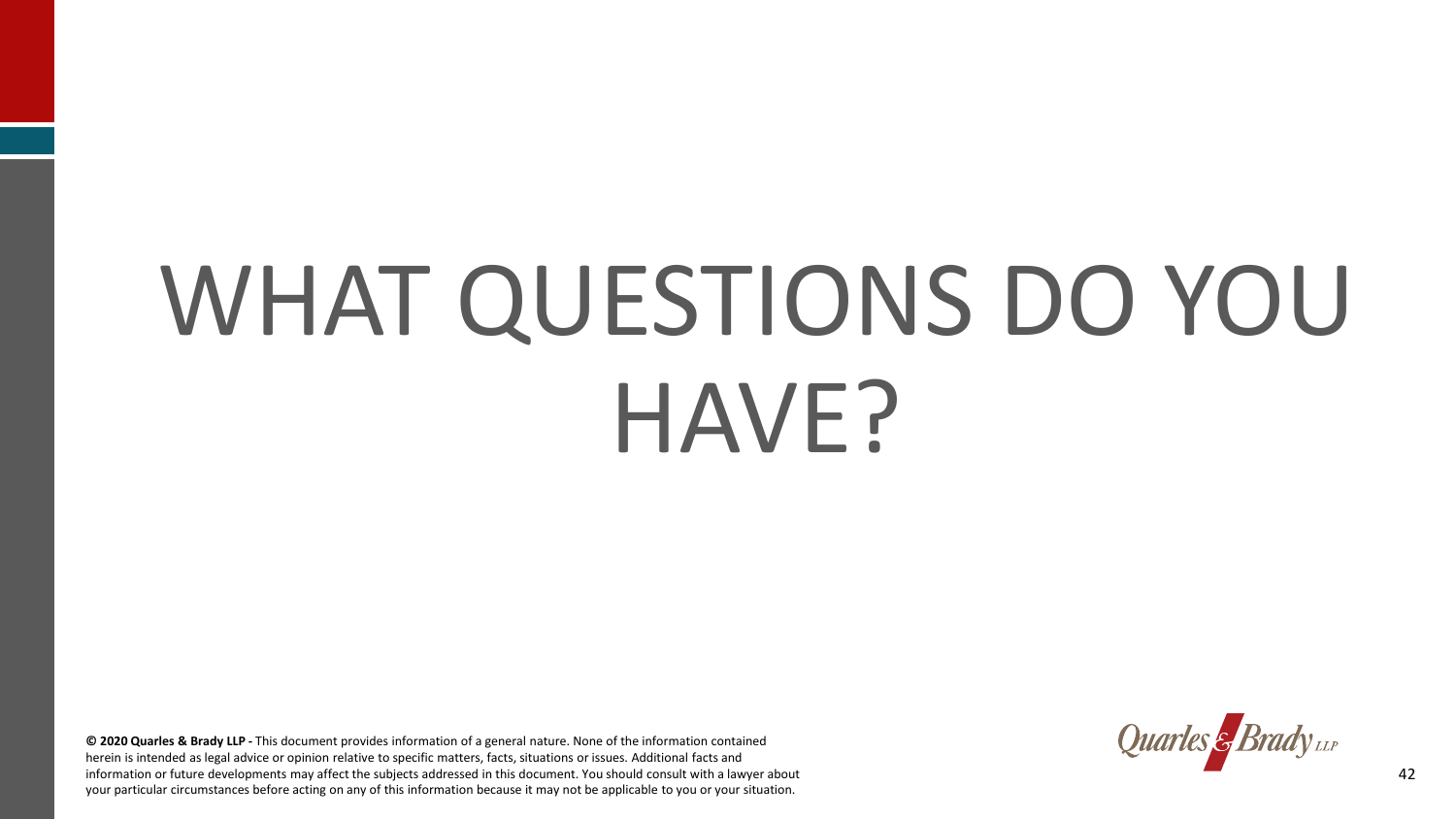# WHAT QUESTIONS DO YOU HAVE?

**© 2020 Quarles & Brady LLP -** This document provides information of a general nature. None of the information contained herein is intended as legal advice or opinion relative to specific matters, facts, situations or issues. Additional facts and information or future developments may affect the subjects addressed in this document. You should consult with a lawyer about your particular circumstances before acting on any of this information because it may not be applicable to you or your situation.

Quarles & Brady LLP